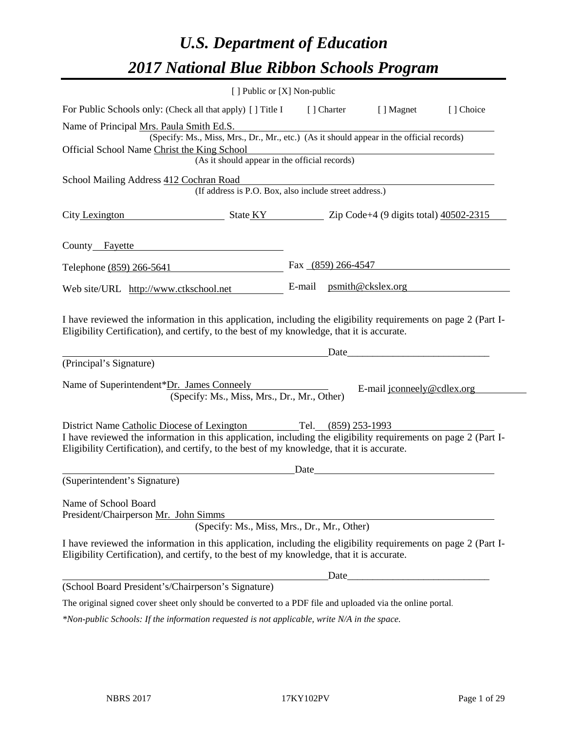# *U.S. Department of Education*

# *2017 National Blue Ribbon Schools Program*

[ ] Public or [X] Non-public

For Public Schools only: (Check all that apply) [ ] Title I [ ] Charter [ ] Magnet [ ] Choice

Name of Principal Mrs. Paula Smith Ed.S.
(Specify: Ms., Miss, Mrs., Dr., Mr., etc.) (As it should appear in the official records)

Official School Name Christ the King School
(As it should appear in the official records)

School Mailing Address 412 Cochran Road
(If address is P.O. Box, also include street address.)

City Lexington State KY Zip Code+4 (9 digits total) 40502-2315

County Fayette

Telephone (859) 266-5641 Fax (859) 266-4547

Web site/URL http://www.ctkschool.net E-mail psmith@ckslex.org

I have reviewed the information in this application, including the eligibility requirements on page 2 (Part I-Eligibility Certification), and certify, to the best of my knowledge, that it is accurate.

_________________________________________ Date_________________________
(Principal's Signature)

Name of Superintendent*Dr. James Conneely E-mail jconneely@cdlex.org
(Specify: Ms., Miss, Mrs., Dr., Mr., Other)

District Name Catholic Diocese of Lexington Tel. (859) 253-1993

I have reviewed the information in this application, including the eligibility requirements on page 2 (Part I-Eligibility Certification), and certify, to the best of my knowledge, that it is accurate.

_________________________________________ Date_________________________
(Superintendent's Signature)

Name of School Board
President/Chairperson Mr. John Simms
(Specify: Ms., Miss, Mrs., Dr., Mr., Other)

I have reviewed the information in this application, including the eligibility requirements on page 2 (Part I-Eligibility Certification), and certify, to the best of my knowledge, that it is accurate.

_________________________________________ Date_________________________
(School Board President's/Chairperson's Signature)

The original signed cover sheet only should be converted to a PDF file and uploaded via the online portal.

*\*Non-public Schools: If the information requested is not applicable, write N/A in the space.*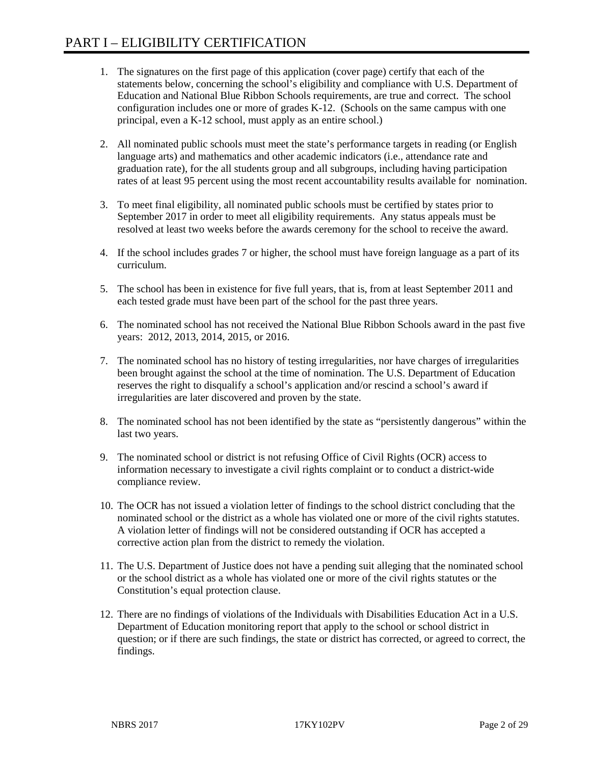# PART I – ELIGIBILITY CERTIFICATION

1. The signatures on the first page of this application (cover page) certify that each of the statements below, concerning the school's eligibility and compliance with U.S. Department of Education and National Blue Ribbon Schools requirements, are true and correct. The school configuration includes one or more of grades K-12. (Schools on the same campus with one principal, even a K-12 school, must apply as an entire school.)

2. All nominated public schools must meet the state's performance targets in reading (or English language arts) and mathematics and other academic indicators (i.e., attendance rate and graduation rate), for the all students group and all subgroups, including having participation rates of at least 95 percent using the most recent accountability results available for nomination.

3. To meet final eligibility, all nominated public schools must be certified by states prior to September 2017 in order to meet all eligibility requirements. Any status appeals must be resolved at least two weeks before the awards ceremony for the school to receive the award.

4. If the school includes grades 7 or higher, the school must have foreign language as a part of its curriculum.

5. The school has been in existence for five full years, that is, from at least September 2011 and each tested grade must have been part of the school for the past three years.

6. The nominated school has not received the National Blue Ribbon Schools award in the past five years: 2012, 2013, 2014, 2015, or 2016.

7. The nominated school has no history of testing irregularities, nor have charges of irregularities been brought against the school at the time of nomination. The U.S. Department of Education reserves the right to disqualify a school's application and/or rescind a school's award if irregularities are later discovered and proven by the state.

8. The nominated school has not been identified by the state as "persistently dangerous" within the last two years.

9. The nominated school or district is not refusing Office of Civil Rights (OCR) access to information necessary to investigate a civil rights complaint or to conduct a district-wide compliance review.

10. The OCR has not issued a violation letter of findings to the school district concluding that the nominated school or the district as a whole has violated one or more of the civil rights statutes. A violation letter of findings will not be considered outstanding if OCR has accepted a corrective action plan from the district to remedy the violation.

11. The U.S. Department of Justice does not have a pending suit alleging that the nominated school or the school district as a whole has violated one or more of the civil rights statutes or the Constitution's equal protection clause.

12. There are no findings of violations of the Individuals with Disabilities Education Act in a U.S. Department of Education monitoring report that apply to the school or school district in question; or if there are such findings, the state or district has corrected, or agreed to correct, the findings.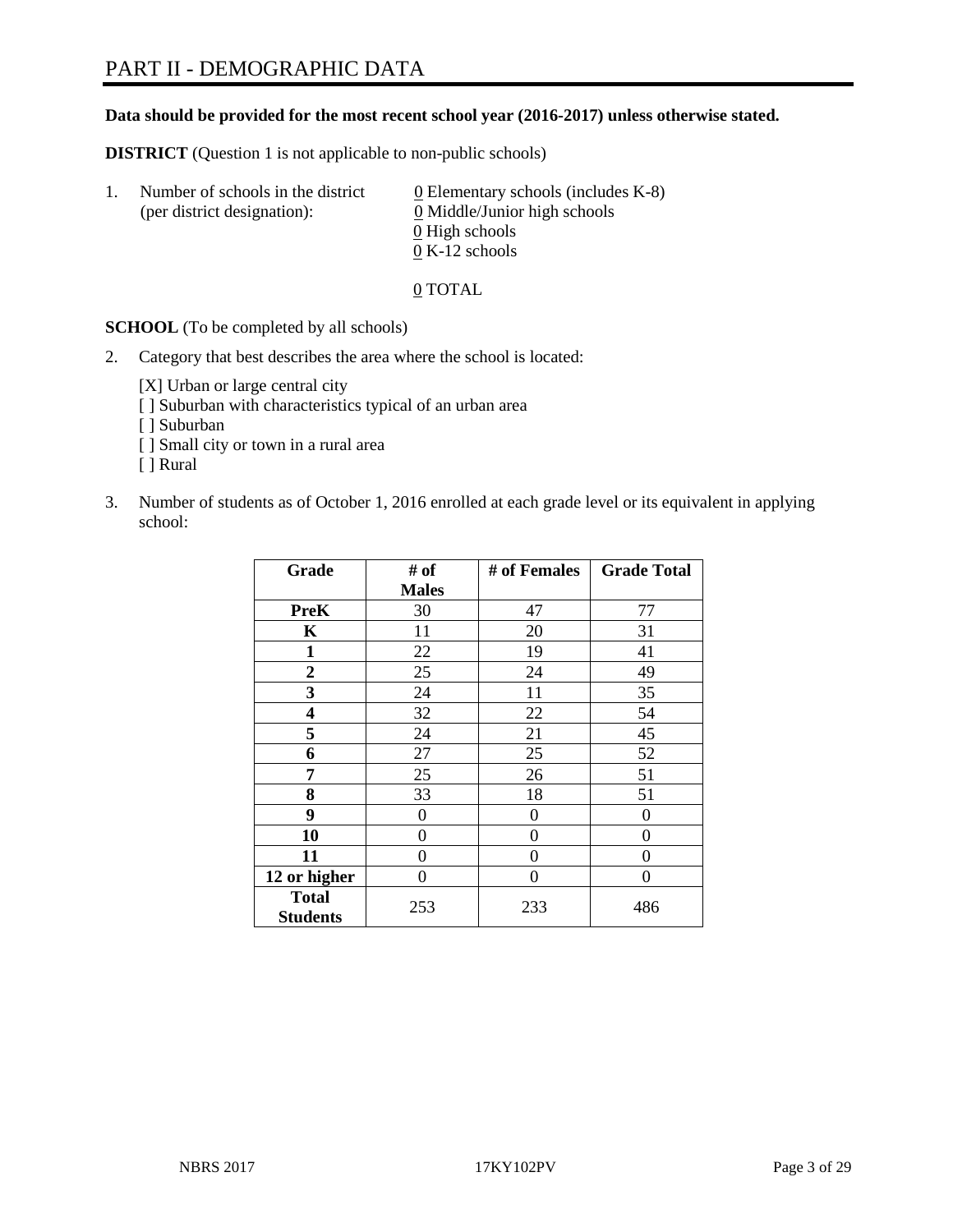# PART II - DEMOGRAPHIC DATA

**Data should be provided for the most recent school year (2016-2017) unless otherwise stated.**

**DISTRICT** (Question 1 is not applicable to non-public schools)

1. Number of schools in the district (per district designation):
   - 0 Elementary schools (includes K-8)
   - 0 Middle/Junior high schools
   - 0 High schools
   - 0 K-12 schools

   0 TOTAL

**SCHOOL** (To be completed by all schools)

2. Category that best describes the area where the school is located:

   [X] Urban or large central city
   [ ] Suburban with characteristics typical of an urban area
   [ ] Suburban
   [ ] Small city or town in a rural area
   [ ] Rural

3. Number of students as of October 1, 2016 enrolled at each grade level or its equivalent in applying school:

| Grade | # of Males | # of Females | Grade Total |
|---|---|---|---|
| **PreK** | 30 | 47 | 77 |
| **K** | 11 | 20 | 31 |
| **1** | 22 | 19 | 41 |
| **2** | 25 | 24 | 49 |
| **3** | 24 | 11 | 35 |
| **4** | 32 | 22 | 54 |
| **5** | 24 | 21 | 45 |
| **6** | 27 | 25 | 52 |
| **7** | 25 | 26 | 51 |
| **8** | 33 | 18 | 51 |
| **9** | 0 | 0 | 0 |
| **10** | 0 | 0 | 0 |
| **11** | 0 | 0 | 0 |
| **12 or higher** | 0 | 0 | 0 |
| **Total Students** | 253 | 233 | 486 |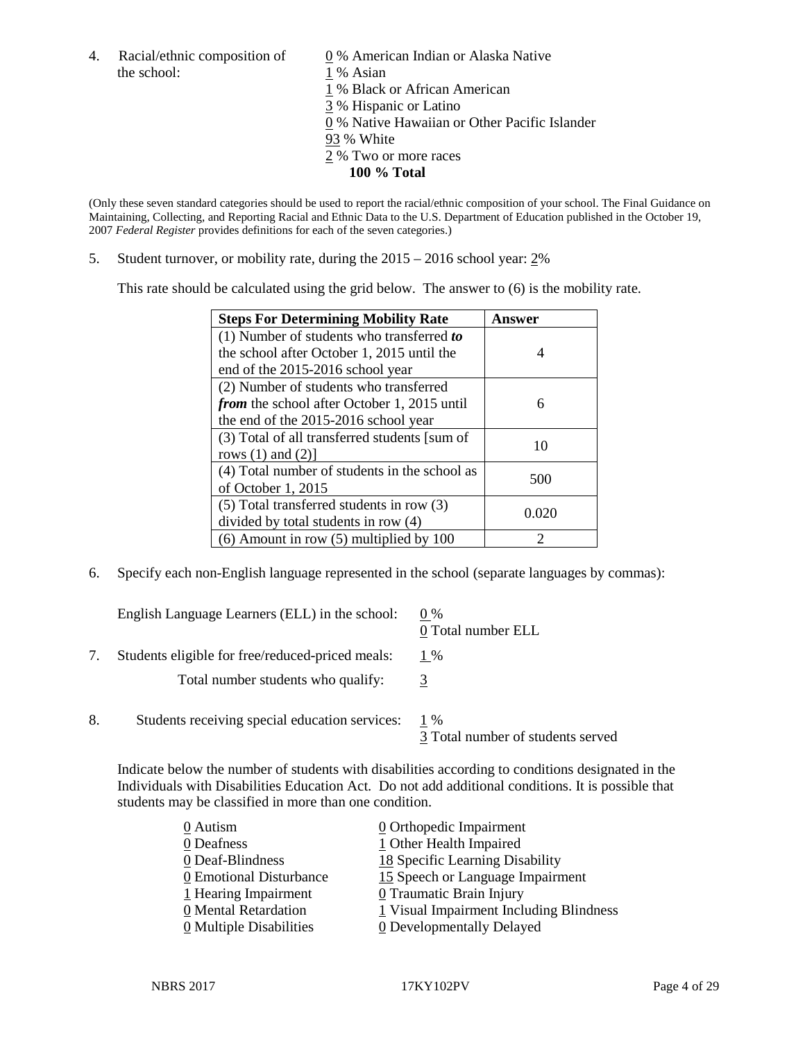4. Racial/ethnic composition of the school:

0 % American Indian or Alaska Native
1 % Asian
1 % Black or African American
3 % Hispanic or Latino
0 % Native Hawaiian or Other Pacific Islander
93 % White
2 % Two or more races
**100 % Total**

(Only these seven standard categories should be used to report the racial/ethnic composition of your school. The Final Guidance on Maintaining, Collecting, and Reporting Racial and Ethnic Data to the U.S. Department of Education published in the October 19, 2007 *Federal Register* provides definitions for each of the seven categories.)

5. Student turnover, or mobility rate, during the 2015 – 2016 school year: 2%

This rate should be calculated using the grid below. The answer to (6) is the mobility rate.

| Steps For Determining Mobility Rate | Answer |
|---|---|
| (1) Number of students who transferred ***to*** the school after October 1, 2015 until the end of the 2015-2016 school year | 4 |
| (2) Number of students who transferred ***from*** the school after October 1, 2015 until the end of the 2015-2016 school year | 6 |
| (3) Total of all transferred students [sum of rows (1) and (2)] | 10 |
| (4) Total number of students in the school as of October 1, 2015 | 500 |
| (5) Total transferred students in row (3) divided by total students in row (4) | 0.020 |
| (6) Amount in row (5) multiplied by 100 | 2 |

6. Specify each non-English language represented in the school (separate languages by commas):

English Language Learners (ELL) in the school: 0 %
0 Total number ELL

7. Students eligible for free/reduced-priced meals: 1 %

Total number students who qualify: 3

8. Students receiving special education services: 1 %
3 Total number of students served

Indicate below the number of students with disabilities according to conditions designated in the Individuals with Disabilities Education Act. Do not add additional conditions. It is possible that students may be classified in more than one condition.

0 Autism
0 Deafness
0 Deaf-Blindness
0 Emotional Disturbance
1 Hearing Impairment
0 Mental Retardation
0 Multiple Disabilities
0 Orthopedic Impairment
1 Other Health Impaired
18 Specific Learning Disability
15 Speech or Language Impairment
0 Traumatic Brain Injury
1 Visual Impairment Including Blindness
0 Developmentally Delayed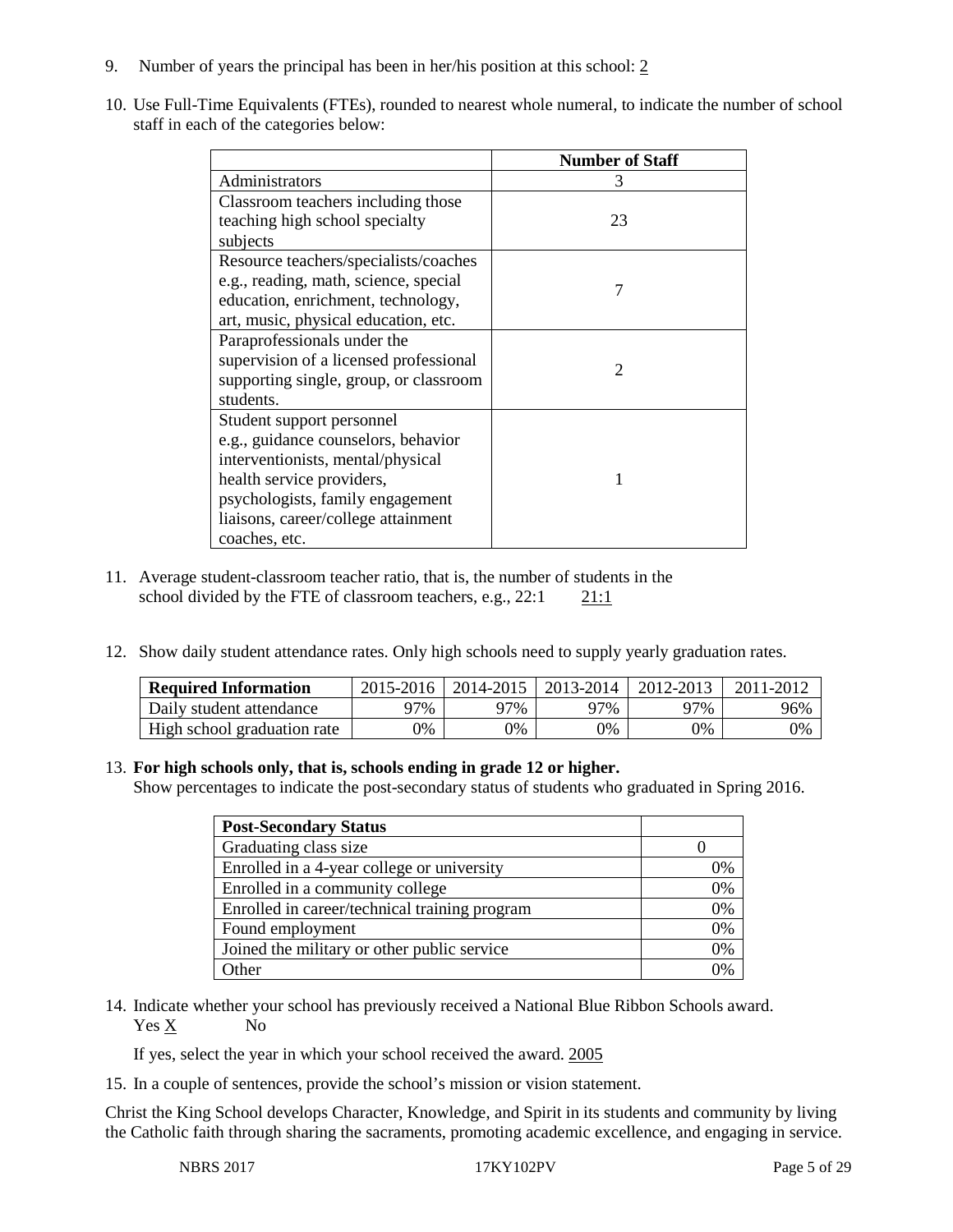9. Number of years the principal has been in her/his position at this school: 2

10. Use Full-Time Equivalents (FTEs), rounded to nearest whole numeral, to indicate the number of school staff in each of the categories below:

| | Number of Staff |
|---|---|
| Administrators | 3 |
| Classroom teachers including those teaching high school specialty subjects | 23 |
| Resource teachers/specialists/coaches e.g., reading, math, science, special education, enrichment, technology, art, music, physical education, etc. | 7 |
| Paraprofessionals under the supervision of a licensed professional supporting single, group, or classroom students. | 2 |
| Student support personnel e.g., guidance counselors, behavior interventionists, mental/physical health service providers, psychologists, family engagement liaisons, career/college attainment coaches, etc. | 1 |

11. Average student-classroom teacher ratio, that is, the number of students in the school divided by the FTE of classroom teachers, e.g., 22:1 21:1

12. Show daily student attendance rates. Only high schools need to supply yearly graduation rates.

| Required Information | 2015-2016 | 2014-2015 | 2013-2014 | 2012-2013 | 2011-2012 |
|---|---|---|---|---|---|
| Daily student attendance | 97% | 97% | 97% | 97% | 96% |
| High school graduation rate | 0% | 0% | 0% | 0% | 0% |

13. **For high schools only, that is, schools ending in grade 12 or higher.**
Show percentages to indicate the post-secondary status of students who graduated in Spring 2016.

| Post-Secondary Status | |
|---|---|
| Graduating class size | 0 |
| Enrolled in a 4-year college or university | 0% |
| Enrolled in a community college | 0% |
| Enrolled in career/technical training program | 0% |
| Found employment | 0% |
| Joined the military or other public service | 0% |
| Other | 0% |

14. Indicate whether your school has previously received a National Blue Ribbon Schools award.
Yes X No

If yes, select the year in which your school received the award. 2005

15. In a couple of sentences, provide the school's mission or vision statement.

Christ the King School develops Character, Knowledge, and Spirit in its students and community by living the Catholic faith through sharing the sacraments, promoting academic excellence, and engaging in service.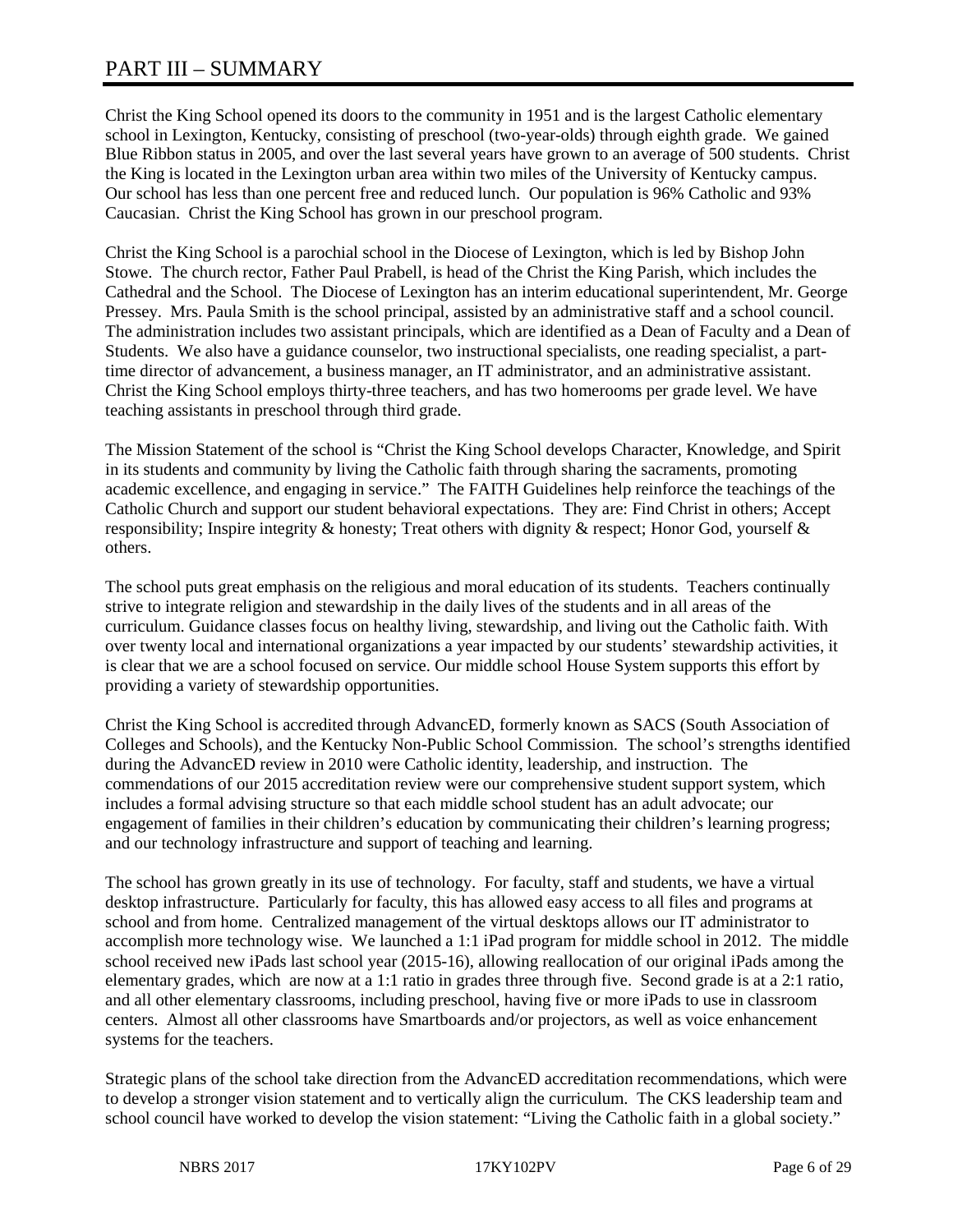# PART III – SUMMARY

Christ the King School opened its doors to the community in 1951 and is the largest Catholic elementary school in Lexington, Kentucky, consisting of preschool (two-year-olds) through eighth grade. We gained Blue Ribbon status in 2005, and over the last several years have grown to an average of 500 students. Christ the King is located in the Lexington urban area within two miles of the University of Kentucky campus. Our school has less than one percent free and reduced lunch. Our population is 96% Catholic and 93% Caucasian. Christ the King School has grown in our preschool program.

Christ the King School is a parochial school in the Diocese of Lexington, which is led by Bishop John Stowe. The church rector, Father Paul Prabell, is head of the Christ the King Parish, which includes the Cathedral and the School. The Diocese of Lexington has an interim educational superintendent, Mr. George Pressey. Mrs. Paula Smith is the school principal, assisted by an administrative staff and a school council. The administration includes two assistant principals, which are identified as a Dean of Faculty and a Dean of Students. We also have a guidance counselor, two instructional specialists, one reading specialist, a part-time director of advancement, a business manager, an IT administrator, and an administrative assistant. Christ the King School employs thirty-three teachers, and has two homerooms per grade level. We have teaching assistants in preschool through third grade.

The Mission Statement of the school is "Christ the King School develops Character, Knowledge, and Spirit in its students and community by living the Catholic faith through sharing the sacraments, promoting academic excellence, and engaging in service." The FAITH Guidelines help reinforce the teachings of the Catholic Church and support our student behavioral expectations. They are: Find Christ in others; Accept responsibility; Inspire integrity & honesty; Treat others with dignity & respect; Honor God, yourself & others.

The school puts great emphasis on the religious and moral education of its students. Teachers continually strive to integrate religion and stewardship in the daily lives of the students and in all areas of the curriculum. Guidance classes focus on healthy living, stewardship, and living out the Catholic faith. With over twenty local and international organizations a year impacted by our students' stewardship activities, it is clear that we are a school focused on service. Our middle school House System supports this effort by providing a variety of stewardship opportunities.

Christ the King School is accredited through AdvancED, formerly known as SACS (South Association of Colleges and Schools), and the Kentucky Non-Public School Commission. The school's strengths identified during the AdvancED review in 2010 were Catholic identity, leadership, and instruction. The commendations of our 2015 accreditation review were our comprehensive student support system, which includes a formal advising structure so that each middle school student has an adult advocate; our engagement of families in their children's education by communicating their children's learning progress; and our technology infrastructure and support of teaching and learning.

The school has grown greatly in its use of technology. For faculty, staff and students, we have a virtual desktop infrastructure. Particularly for faculty, this has allowed easy access to all files and programs at school and from home. Centralized management of the virtual desktops allows our IT administrator to accomplish more technology wise. We launched a 1:1 iPad program for middle school in 2012. The middle school received new iPads last school year (2015-16), allowing reallocation of our original iPads among the elementary grades, which are now at a 1:1 ratio in grades three through five. Second grade is at a 2:1 ratio, and all other elementary classrooms, including preschool, having five or more iPads to use in classroom centers. Almost all other classrooms have Smartboards and/or projectors, as well as voice enhancement systems for the teachers.

Strategic plans of the school take direction from the AdvancED accreditation recommendations, which were to develop a stronger vision statement and to vertically align the curriculum. The CKS leadership team and school council have worked to develop the vision statement: "Living the Catholic faith in a global society."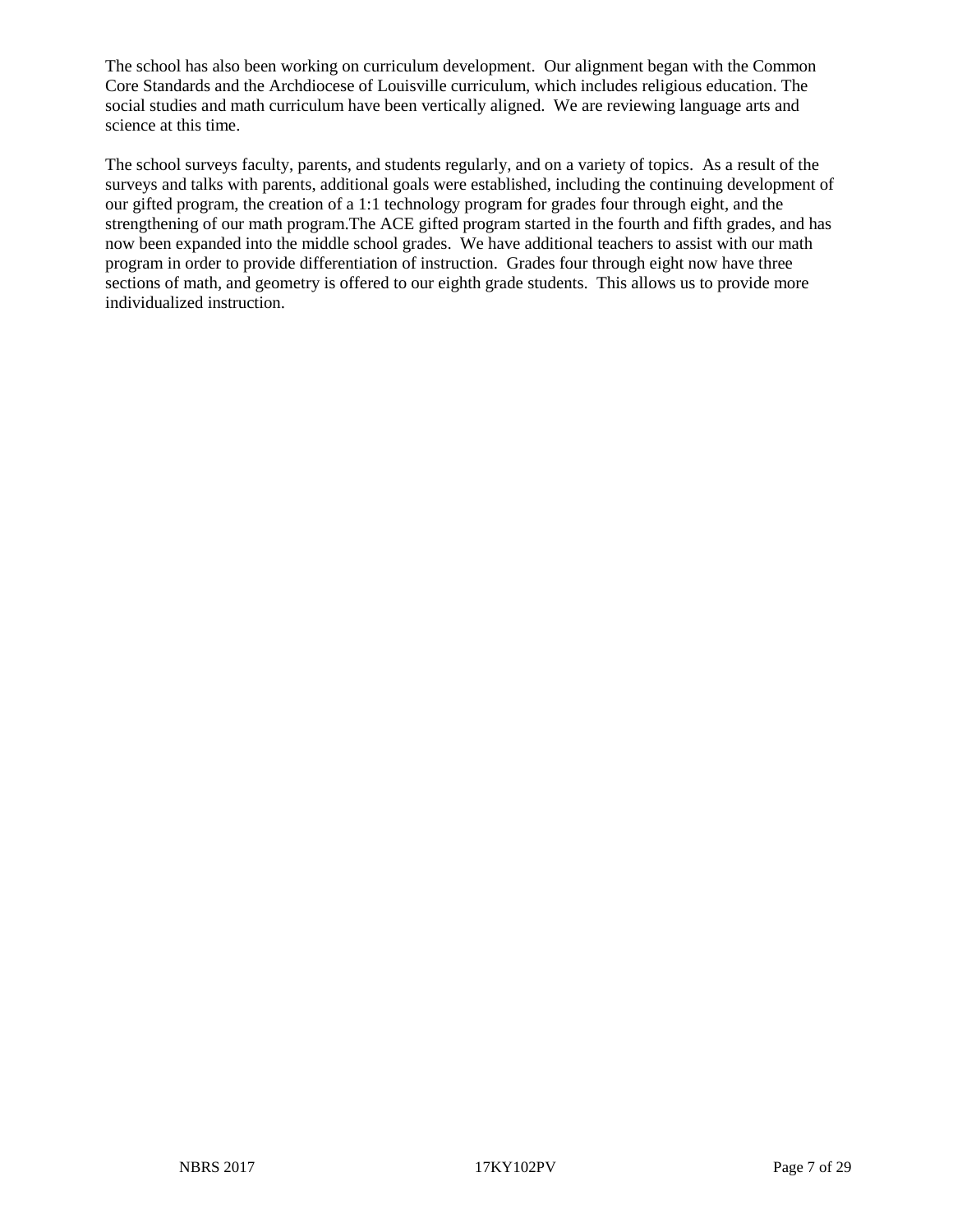The school has also been working on curriculum development. Our alignment began with the Common Core Standards and the Archdiocese of Louisville curriculum, which includes religious education. The social studies and math curriculum have been vertically aligned. We are reviewing language arts and science at this time.

The school surveys faculty, parents, and students regularly, and on a variety of topics. As a result of the surveys and talks with parents, additional goals were established, including the continuing development of our gifted program, the creation of a 1:1 technology program for grades four through eight, and the strengthening of our math program.The ACE gifted program started in the fourth and fifth grades, and has now been expanded into the middle school grades. We have additional teachers to assist with our math program in order to provide differentiation of instruction. Grades four through eight now have three sections of math, and geometry is offered to our eighth grade students. This allows us to provide more individualized instruction.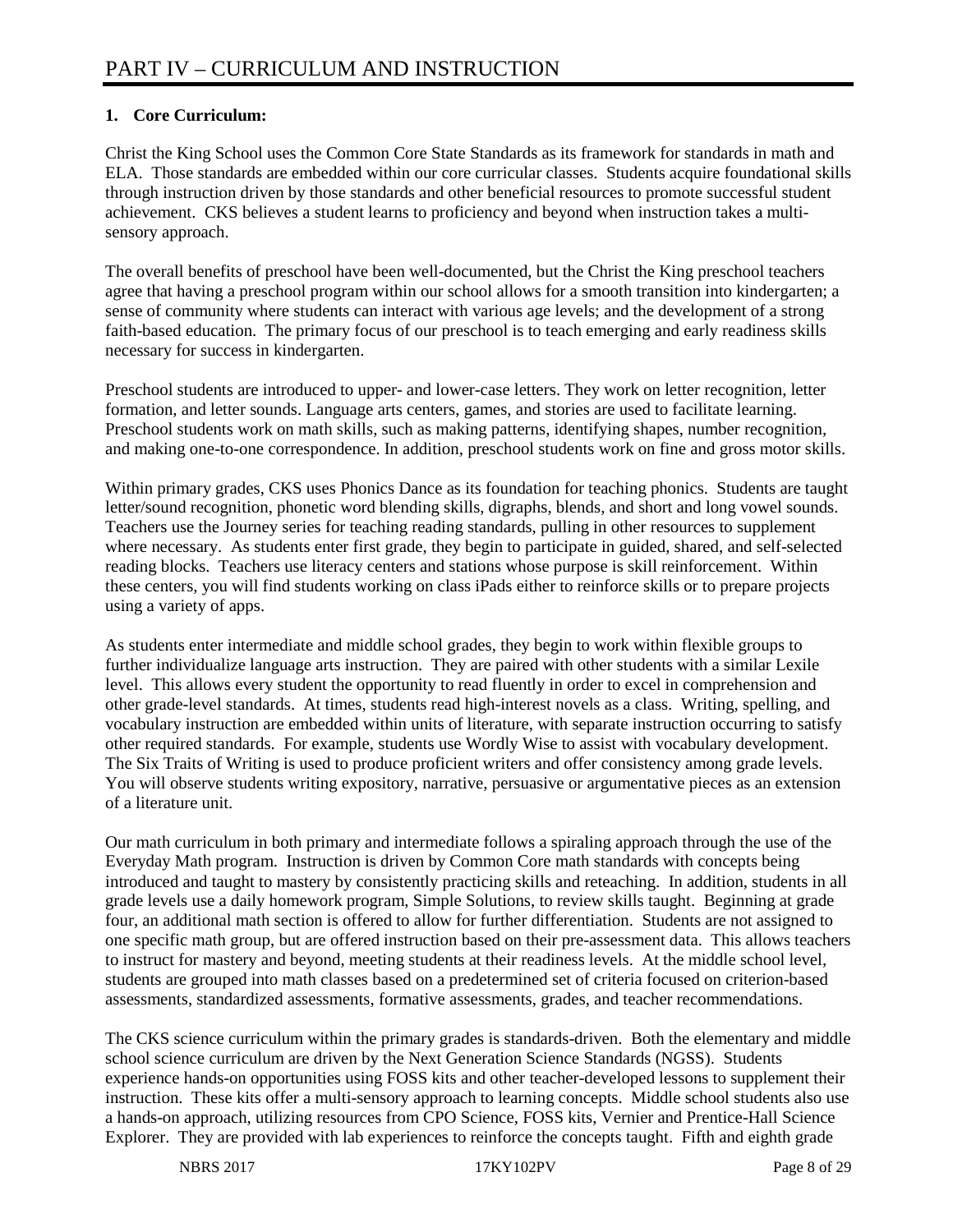# PART IV – CURRICULUM AND INSTRUCTION

**1. Core Curriculum:**

Christ the King School uses the Common Core State Standards as its framework for standards in math and ELA. Those standards are embedded within our core curricular classes. Students acquire foundational skills through instruction driven by those standards and other beneficial resources to promote successful student achievement. CKS believes a student learns to proficiency and beyond when instruction takes a multi-sensory approach.

The overall benefits of preschool have been well-documented, but the Christ the King preschool teachers agree that having a preschool program within our school allows for a smooth transition into kindergarten; a sense of community where students can interact with various age levels; and the development of a strong faith-based education. The primary focus of our preschool is to teach emerging and early readiness skills necessary for success in kindergarten.

Preschool students are introduced to upper- and lower-case letters. They work on letter recognition, letter formation, and letter sounds. Language arts centers, games, and stories are used to facilitate learning. Preschool students work on math skills, such as making patterns, identifying shapes, number recognition, and making one-to-one correspondence. In addition, preschool students work on fine and gross motor skills.

Within primary grades, CKS uses Phonics Dance as its foundation for teaching phonics. Students are taught letter/sound recognition, phonetic word blending skills, digraphs, blends, and short and long vowel sounds. Teachers use the Journey series for teaching reading standards, pulling in other resources to supplement where necessary. As students enter first grade, they begin to participate in guided, shared, and self-selected reading blocks. Teachers use literacy centers and stations whose purpose is skill reinforcement. Within these centers, you will find students working on class iPads either to reinforce skills or to prepare projects using a variety of apps.

As students enter intermediate and middle school grades, they begin to work within flexible groups to further individualize language arts instruction. They are paired with other students with a similar Lexile level. This allows every student the opportunity to read fluently in order to excel in comprehension and other grade-level standards. At times, students read high-interest novels as a class. Writing, spelling, and vocabulary instruction are embedded within units of literature, with separate instruction occurring to satisfy other required standards. For example, students use Wordly Wise to assist with vocabulary development. The Six Traits of Writing is used to produce proficient writers and offer consistency among grade levels. You will observe students writing expository, narrative, persuasive or argumentative pieces as an extension of a literature unit.

Our math curriculum in both primary and intermediate follows a spiraling approach through the use of the Everyday Math program. Instruction is driven by Common Core math standards with concepts being introduced and taught to mastery by consistently practicing skills and reteaching. In addition, students in all grade levels use a daily homework program, Simple Solutions, to review skills taught. Beginning at grade four, an additional math section is offered to allow for further differentiation. Students are not assigned to one specific math group, but are offered instruction based on their pre-assessment data. This allows teachers to instruct for mastery and beyond, meeting students at their readiness levels. At the middle school level, students are grouped into math classes based on a predetermined set of criteria focused on criterion-based assessments, standardized assessments, formative assessments, grades, and teacher recommendations.

The CKS science curriculum within the primary grades is standards-driven. Both the elementary and middle school science curriculum are driven by the Next Generation Science Standards (NGSS). Students experience hands-on opportunities using FOSS kits and other teacher-developed lessons to supplement their instruction. These kits offer a multi-sensory approach to learning concepts. Middle school students also use a hands-on approach, utilizing resources from CPO Science, FOSS kits, Vernier and Prentice-Hall Science Explorer. They are provided with lab experiences to reinforce the concepts taught. Fifth and eighth grade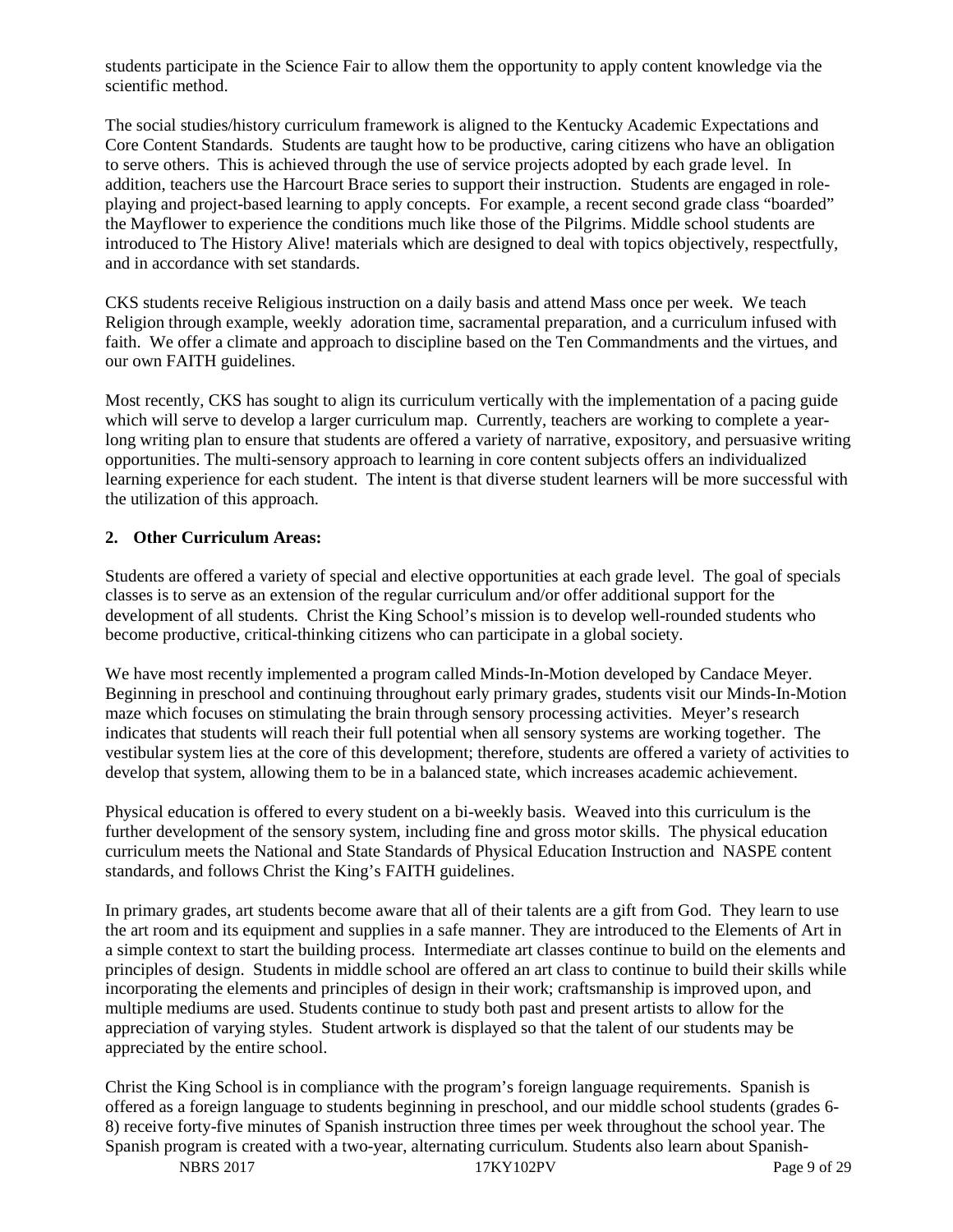students participate in the Science Fair to allow them the opportunity to apply content knowledge via the scientific method.

The social studies/history curriculum framework is aligned to the Kentucky Academic Expectations and Core Content Standards. Students are taught how to be productive, caring citizens who have an obligation to serve others. This is achieved through the use of service projects adopted by each grade level. In addition, teachers use the Harcourt Brace series to support their instruction. Students are engaged in role-playing and project-based learning to apply concepts. For example, a recent second grade class "boarded" the Mayflower to experience the conditions much like those of the Pilgrims. Middle school students are introduced to The History Alive! materials which are designed to deal with topics objectively, respectfully, and in accordance with set standards.

CKS students receive Religious instruction on a daily basis and attend Mass once per week. We teach Religion through example, weekly adoration time, sacramental preparation, and a curriculum infused with faith. We offer a climate and approach to discipline based on the Ten Commandments and the virtues, and our own FAITH guidelines.

Most recently, CKS has sought to align its curriculum vertically with the implementation of a pacing guide which will serve to develop a larger curriculum map. Currently, teachers are working to complete a year-long writing plan to ensure that students are offered a variety of narrative, expository, and persuasive writing opportunities. The multi-sensory approach to learning in core content subjects offers an individualized learning experience for each student. The intent is that diverse student learners will be more successful with the utilization of this approach.

**2. Other Curriculum Areas:**

Students are offered a variety of special and elective opportunities at each grade level. The goal of specials classes is to serve as an extension of the regular curriculum and/or offer additional support for the development of all students. Christ the King School's mission is to develop well-rounded students who become productive, critical-thinking citizens who can participate in a global society.

We have most recently implemented a program called Minds-In-Motion developed by Candace Meyer. Beginning in preschool and continuing throughout early primary grades, students visit our Minds-In-Motion maze which focuses on stimulating the brain through sensory processing activities. Meyer's research indicates that students will reach their full potential when all sensory systems are working together. The vestibular system lies at the core of this development; therefore, students are offered a variety of activities to develop that system, allowing them to be in a balanced state, which increases academic achievement.

Physical education is offered to every student on a bi-weekly basis. Weaved into this curriculum is the further development of the sensory system, including fine and gross motor skills. The physical education curriculum meets the National and State Standards of Physical Education Instruction and NASPE content standards, and follows Christ the King's FAITH guidelines.

In primary grades, art students become aware that all of their talents are a gift from God. They learn to use the art room and its equipment and supplies in a safe manner. They are introduced to the Elements of Art in a simple context to start the building process. Intermediate art classes continue to build on the elements and principles of design. Students in middle school are offered an art class to continue to build their skills while incorporating the elements and principles of design in their work; craftsmanship is improved upon, and multiple mediums are used. Students continue to study both past and present artists to allow for the appreciation of varying styles. Student artwork is displayed so that the talent of our students may be appreciated by the entire school.

Christ the King School is in compliance with the program's foreign language requirements. Spanish is offered as a foreign language to students beginning in preschool, and our middle school students (grades 6-8) receive forty-five minutes of Spanish instruction three times per week throughout the school year. The Spanish program is created with a two-year, alternating curriculum. Students also learn about Spanish-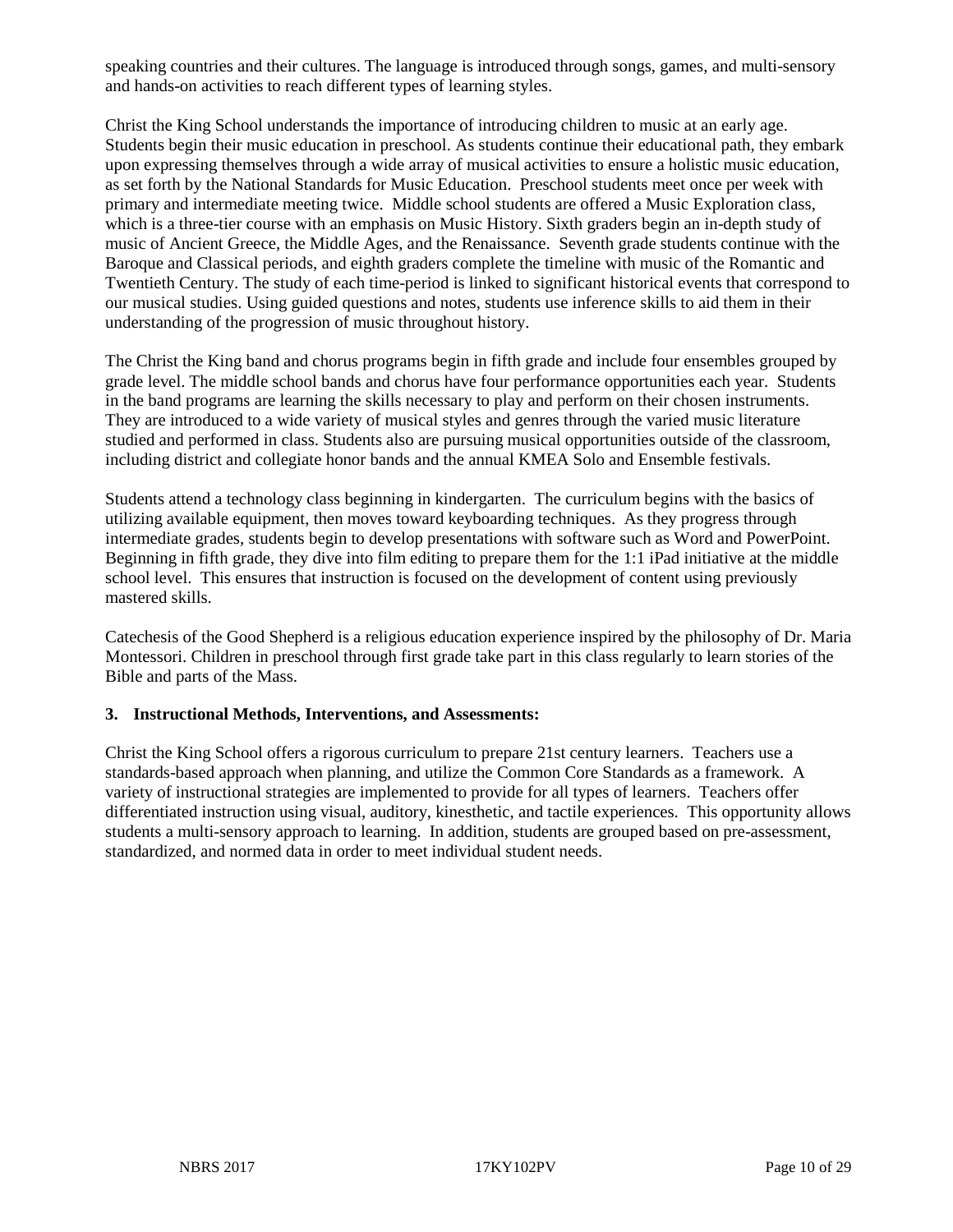speaking countries and their cultures. The language is introduced through songs, games, and multi-sensory and hands-on activities to reach different types of learning styles.

Christ the King School understands the importance of introducing children to music at an early age. Students begin their music education in preschool. As students continue their educational path, they embark upon expressing themselves through a wide array of musical activities to ensure a holistic music education, as set forth by the National Standards for Music Education. Preschool students meet once per week with primary and intermediate meeting twice. Middle school students are offered a Music Exploration class, which is a three-tier course with an emphasis on Music History. Sixth graders begin an in-depth study of music of Ancient Greece, the Middle Ages, and the Renaissance. Seventh grade students continue with the Baroque and Classical periods, and eighth graders complete the timeline with music of the Romantic and Twentieth Century. The study of each time-period is linked to significant historical events that correspond to our musical studies. Using guided questions and notes, students use inference skills to aid them in their understanding of the progression of music throughout history.

The Christ the King band and chorus programs begin in fifth grade and include four ensembles grouped by grade level. The middle school bands and chorus have four performance opportunities each year. Students in the band programs are learning the skills necessary to play and perform on their chosen instruments. They are introduced to a wide variety of musical styles and genres through the varied music literature studied and performed in class. Students also are pursuing musical opportunities outside of the classroom, including district and collegiate honor bands and the annual KMEA Solo and Ensemble festivals.

Students attend a technology class beginning in kindergarten. The curriculum begins with the basics of utilizing available equipment, then moves toward keyboarding techniques. As they progress through intermediate grades, students begin to develop presentations with software such as Word and PowerPoint. Beginning in fifth grade, they dive into film editing to prepare them for the 1:1 iPad initiative at the middle school level. This ensures that instruction is focused on the development of content using previously mastered skills.

Catechesis of the Good Shepherd is a religious education experience inspired by the philosophy of Dr. Maria Montessori. Children in preschool through first grade take part in this class regularly to learn stories of the Bible and parts of the Mass.

**3. Instructional Methods, Interventions, and Assessments:**

Christ the King School offers a rigorous curriculum to prepare 21st century learners. Teachers use a standards-based approach when planning, and utilize the Common Core Standards as a framework. A variety of instructional strategies are implemented to provide for all types of learners. Teachers offer differentiated instruction using visual, auditory, kinesthetic, and tactile experiences. This opportunity allows students a multi-sensory approach to learning. In addition, students are grouped based on pre-assessment, standardized, and normed data in order to meet individual student needs.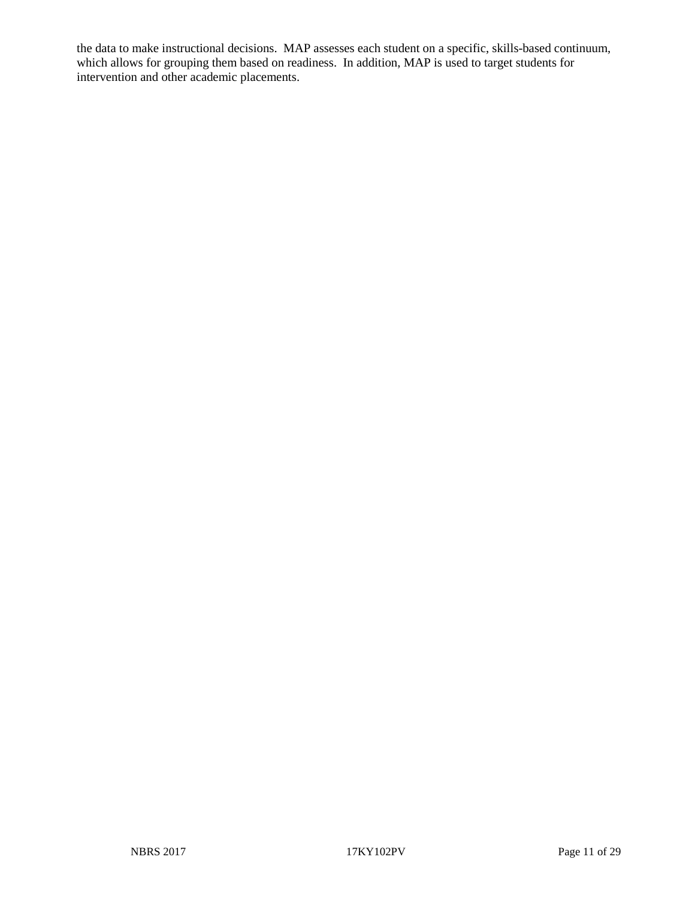the data to make instructional decisions. MAP assesses each student on a specific, skills-based continuum, which allows for grouping them based on readiness. In addition, MAP is used to target students for intervention and other academic placements.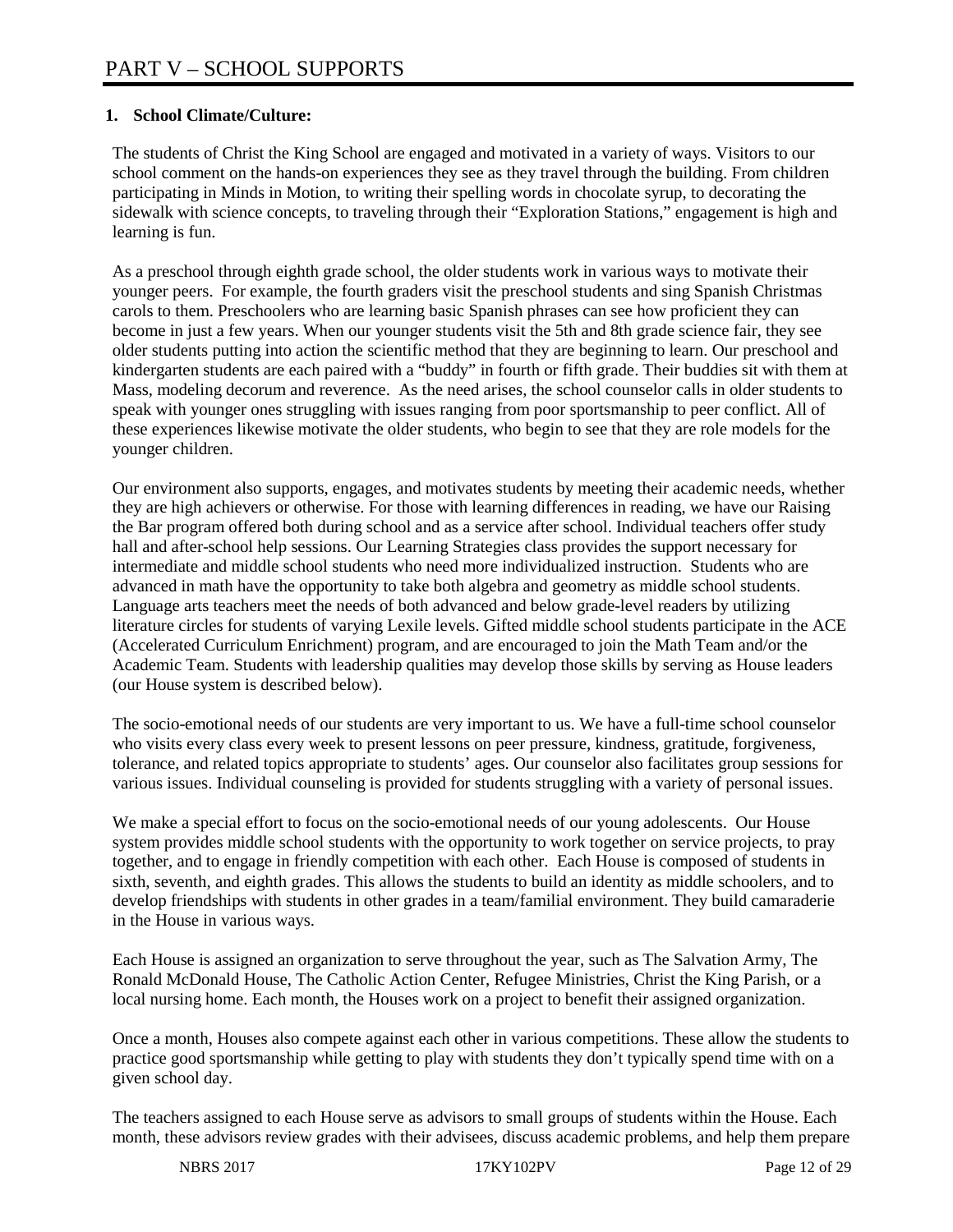# PART V – SCHOOL SUPPORTS

**1. School Climate/Culture:**

The students of Christ the King School are engaged and motivated in a variety of ways. Visitors to our school comment on the hands-on experiences they see as they travel through the building. From children participating in Minds in Motion, to writing their spelling words in chocolate syrup, to decorating the sidewalk with science concepts, to traveling through their "Exploration Stations," engagement is high and learning is fun.

As a preschool through eighth grade school, the older students work in various ways to motivate their younger peers. For example, the fourth graders visit the preschool students and sing Spanish Christmas carols to them. Preschoolers who are learning basic Spanish phrases can see how proficient they can become in just a few years. When our younger students visit the 5th and 8th grade science fair, they see older students putting into action the scientific method that they are beginning to learn. Our preschool and kindergarten students are each paired with a "buddy" in fourth or fifth grade. Their buddies sit with them at Mass, modeling decorum and reverence. As the need arises, the school counselor calls in older students to speak with younger ones struggling with issues ranging from poor sportsmanship to peer conflict. All of these experiences likewise motivate the older students, who begin to see that they are role models for the younger children.

Our environment also supports, engages, and motivates students by meeting their academic needs, whether they are high achievers or otherwise. For those with learning differences in reading, we have our Raising the Bar program offered both during school and as a service after school. Individual teachers offer study hall and after-school help sessions. Our Learning Strategies class provides the support necessary for intermediate and middle school students who need more individualized instruction. Students who are advanced in math have the opportunity to take both algebra and geometry as middle school students. Language arts teachers meet the needs of both advanced and below grade-level readers by utilizing literature circles for students of varying Lexile levels. Gifted middle school students participate in the ACE (Accelerated Curriculum Enrichment) program, and are encouraged to join the Math Team and/or the Academic Team. Students with leadership qualities may develop those skills by serving as House leaders (our House system is described below).

The socio-emotional needs of our students are very important to us. We have a full-time school counselor who visits every class every week to present lessons on peer pressure, kindness, gratitude, forgiveness, tolerance, and related topics appropriate to students' ages. Our counselor also facilitates group sessions for various issues. Individual counseling is provided for students struggling with a variety of personal issues.

We make a special effort to focus on the socio-emotional needs of our young adolescents. Our House system provides middle school students with the opportunity to work together on service projects, to pray together, and to engage in friendly competition with each other. Each House is composed of students in sixth, seventh, and eighth grades. This allows the students to build an identity as middle schoolers, and to develop friendships with students in other grades in a team/familial environment. They build camaraderie in the House in various ways.

Each House is assigned an organization to serve throughout the year, such as The Salvation Army, The Ronald McDonald House, The Catholic Action Center, Refugee Ministries, Christ the King Parish, or a local nursing home. Each month, the Houses work on a project to benefit their assigned organization.

Once a month, Houses also compete against each other in various competitions. These allow the students to practice good sportsmanship while getting to play with students they don't typically spend time with on a given school day.

The teachers assigned to each House serve as advisors to small groups of students within the House. Each month, these advisors review grades with their advisees, discuss academic problems, and help them prepare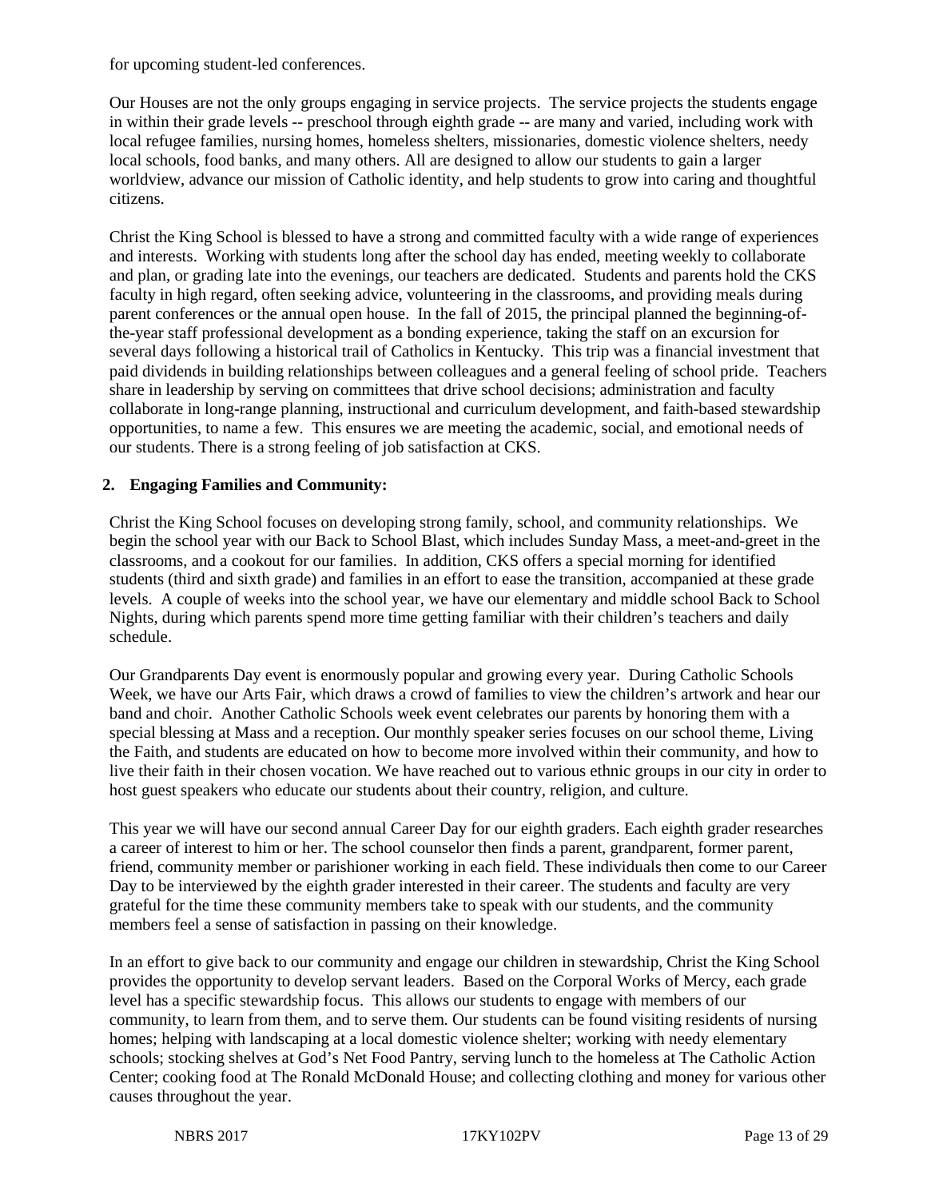for upcoming student-led conferences.

Our Houses are not the only groups engaging in service projects. The service projects the students engage in within their grade levels -- preschool through eighth grade -- are many and varied, including work with local refugee families, nursing homes, homeless shelters, missionaries, domestic violence shelters, needy local schools, food banks, and many others. All are designed to allow our students to gain a larger worldview, advance our mission of Catholic identity, and help students to grow into caring and thoughtful citizens.

Christ the King School is blessed to have a strong and committed faculty with a wide range of experiences and interests. Working with students long after the school day has ended, meeting weekly to collaborate and plan, or grading late into the evenings, our teachers are dedicated. Students and parents hold the CKS faculty in high regard, often seeking advice, volunteering in the classrooms, and providing meals during parent conferences or the annual open house. In the fall of 2015, the principal planned the beginning-of-the-year staff professional development as a bonding experience, taking the staff on an excursion for several days following a historical trail of Catholics in Kentucky. This trip was a financial investment that paid dividends in building relationships between colleagues and a general feeling of school pride. Teachers share in leadership by serving on committees that drive school decisions; administration and faculty collaborate in long-range planning, instructional and curriculum development, and faith-based stewardship opportunities, to name a few. This ensures we are meeting the academic, social, and emotional needs of our students. There is a strong feeling of job satisfaction at CKS.

**2. Engaging Families and Community:**

Christ the King School focuses on developing strong family, school, and community relationships. We begin the school year with our Back to School Blast, which includes Sunday Mass, a meet-and-greet in the classrooms, and a cookout for our families. In addition, CKS offers a special morning for identified students (third and sixth grade) and families in an effort to ease the transition, accompanied at these grade levels. A couple of weeks into the school year, we have our elementary and middle school Back to School Nights, during which parents spend more time getting familiar with their children's teachers and daily schedule.

Our Grandparents Day event is enormously popular and growing every year. During Catholic Schools Week, we have our Arts Fair, which draws a crowd of families to view the children's artwork and hear our band and choir. Another Catholic Schools week event celebrates our parents by honoring them with a special blessing at Mass and a reception. Our monthly speaker series focuses on our school theme, Living the Faith, and students are educated on how to become more involved within their community, and how to live their faith in their chosen vocation. We have reached out to various ethnic groups in our city in order to host guest speakers who educate our students about their country, religion, and culture.

This year we will have our second annual Career Day for our eighth graders. Each eighth grader researches a career of interest to him or her. The school counselor then finds a parent, grandparent, former parent, friend, community member or parishioner working in each field. These individuals then come to our Career Day to be interviewed by the eighth grader interested in their career. The students and faculty are very grateful for the time these community members take to speak with our students, and the community members feel a sense of satisfaction in passing on their knowledge.

In an effort to give back to our community and engage our children in stewardship, Christ the King School provides the opportunity to develop servant leaders. Based on the Corporal Works of Mercy, each grade level has a specific stewardship focus. This allows our students to engage with members of our community, to learn from them, and to serve them. Our students can be found visiting residents of nursing homes; helping with landscaping at a local domestic violence shelter; working with needy elementary schools; stocking shelves at God's Net Food Pantry, serving lunch to the homeless at The Catholic Action Center; cooking food at The Ronald McDonald House; and collecting clothing and money for various other causes throughout the year.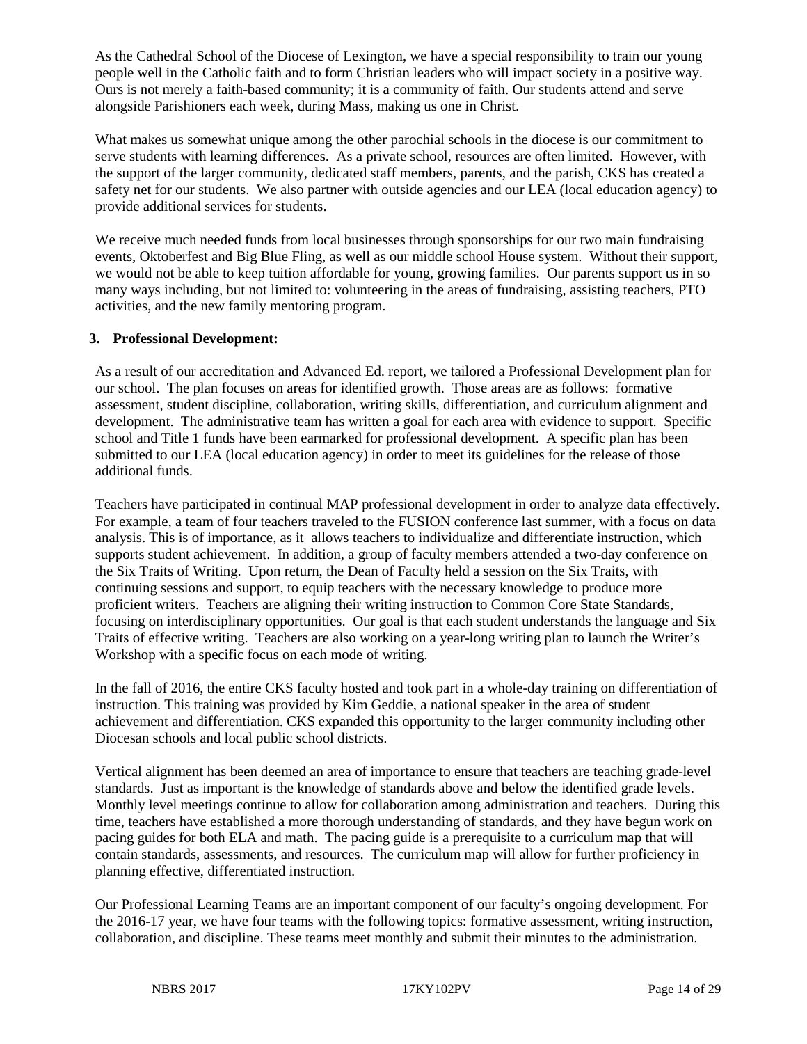As the Cathedral School of the Diocese of Lexington, we have a special responsibility to train our young people well in the Catholic faith and to form Christian leaders who will impact society in a positive way. Ours is not merely a faith-based community; it is a community of faith. Our students attend and serve alongside Parishioners each week, during Mass, making us one in Christ.

What makes us somewhat unique among the other parochial schools in the diocese is our commitment to serve students with learning differences. As a private school, resources are often limited. However, with the support of the larger community, dedicated staff members, parents, and the parish, CKS has created a safety net for our students. We also partner with outside agencies and our LEA (local education agency) to provide additional services for students.

We receive much needed funds from local businesses through sponsorships for our two main fundraising events, Oktoberfest and Big Blue Fling, as well as our middle school House system. Without their support, we would not be able to keep tuition affordable for young, growing families. Our parents support us in so many ways including, but not limited to: volunteering in the areas of fundraising, assisting teachers, PTO activities, and the new family mentoring program.

**3. Professional Development:**

As a result of our accreditation and Advanced Ed. report, we tailored a Professional Development plan for our school. The plan focuses on areas for identified growth. Those areas are as follows: formative assessment, student discipline, collaboration, writing skills, differentiation, and curriculum alignment and development. The administrative team has written a goal for each area with evidence to support. Specific school and Title 1 funds have been earmarked for professional development. A specific plan has been submitted to our LEA (local education agency) in order to meet its guidelines for the release of those additional funds.

Teachers have participated in continual MAP professional development in order to analyze data effectively. For example, a team of four teachers traveled to the FUSION conference last summer, with a focus on data analysis. This is of importance, as it allows teachers to individualize and differentiate instruction, which supports student achievement. In addition, a group of faculty members attended a two-day conference on the Six Traits of Writing. Upon return, the Dean of Faculty held a session on the Six Traits, with continuing sessions and support, to equip teachers with the necessary knowledge to produce more proficient writers. Teachers are aligning their writing instruction to Common Core State Standards, focusing on interdisciplinary opportunities. Our goal is that each student understands the language and Six Traits of effective writing. Teachers are also working on a year-long writing plan to launch the Writer's Workshop with a specific focus on each mode of writing.

In the fall of 2016, the entire CKS faculty hosted and took part in a whole-day training on differentiation of instruction. This training was provided by Kim Geddie, a national speaker in the area of student achievement and differentiation. CKS expanded this opportunity to the larger community including other Diocesan schools and local public school districts.

Vertical alignment has been deemed an area of importance to ensure that teachers are teaching grade-level standards. Just as important is the knowledge of standards above and below the identified grade levels. Monthly level meetings continue to allow for collaboration among administration and teachers. During this time, teachers have established a more thorough understanding of standards, and they have begun work on pacing guides for both ELA and math. The pacing guide is a prerequisite to a curriculum map that will contain standards, assessments, and resources. The curriculum map will allow for further proficiency in planning effective, differentiated instruction.

Our Professional Learning Teams are an important component of our faculty's ongoing development. For the 2016-17 year, we have four teams with the following topics: formative assessment, writing instruction, collaboration, and discipline. These teams meet monthly and submit their minutes to the administration.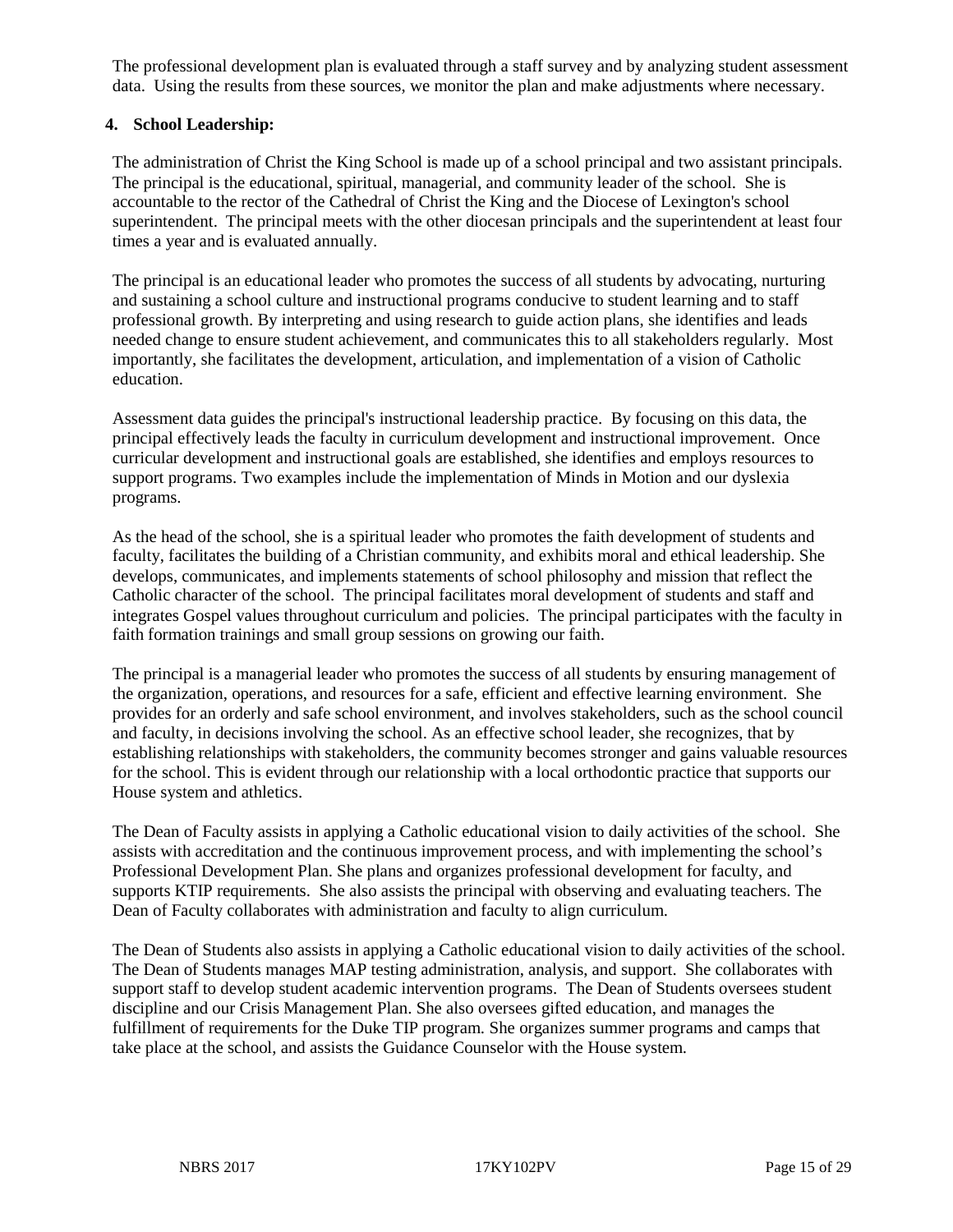The professional development plan is evaluated through a staff survey and by analyzing student assessment data. Using the results from these sources, we monitor the plan and make adjustments where necessary.

**4. School Leadership:**

The administration of Christ the King School is made up of a school principal and two assistant principals. The principal is the educational, spiritual, managerial, and community leader of the school. She is accountable to the rector of the Cathedral of Christ the King and the Diocese of Lexington's school superintendent. The principal meets with the other diocesan principals and the superintendent at least four times a year and is evaluated annually.

The principal is an educational leader who promotes the success of all students by advocating, nurturing and sustaining a school culture and instructional programs conducive to student learning and to staff professional growth. By interpreting and using research to guide action plans, she identifies and leads needed change to ensure student achievement, and communicates this to all stakeholders regularly. Most importantly, she facilitates the development, articulation, and implementation of a vision of Catholic education.

Assessment data guides the principal's instructional leadership practice. By focusing on this data, the principal effectively leads the faculty in curriculum development and instructional improvement. Once curricular development and instructional goals are established, she identifies and employs resources to support programs. Two examples include the implementation of Minds in Motion and our dyslexia programs.

As the head of the school, she is a spiritual leader who promotes the faith development of students and faculty, facilitates the building of a Christian community, and exhibits moral and ethical leadership. She develops, communicates, and implements statements of school philosophy and mission that reflect the Catholic character of the school. The principal facilitates moral development of students and staff and integrates Gospel values throughout curriculum and policies. The principal participates with the faculty in faith formation trainings and small group sessions on growing our faith.

The principal is a managerial leader who promotes the success of all students by ensuring management of the organization, operations, and resources for a safe, efficient and effective learning environment. She provides for an orderly and safe school environment, and involves stakeholders, such as the school council and faculty, in decisions involving the school. As an effective school leader, she recognizes, that by establishing relationships with stakeholders, the community becomes stronger and gains valuable resources for the school. This is evident through our relationship with a local orthodontic practice that supports our House system and athletics.

The Dean of Faculty assists in applying a Catholic educational vision to daily activities of the school. She assists with accreditation and the continuous improvement process, and with implementing the school's Professional Development Plan. She plans and organizes professional development for faculty, and supports KTIP requirements. She also assists the principal with observing and evaluating teachers. The Dean of Faculty collaborates with administration and faculty to align curriculum.

The Dean of Students also assists in applying a Catholic educational vision to daily activities of the school. The Dean of Students manages MAP testing administration, analysis, and support. She collaborates with support staff to develop student academic intervention programs. The Dean of Students oversees student discipline and our Crisis Management Plan. She also oversees gifted education, and manages the fulfillment of requirements for the Duke TIP program. She organizes summer programs and camps that take place at the school, and assists the Guidance Counselor with the House system.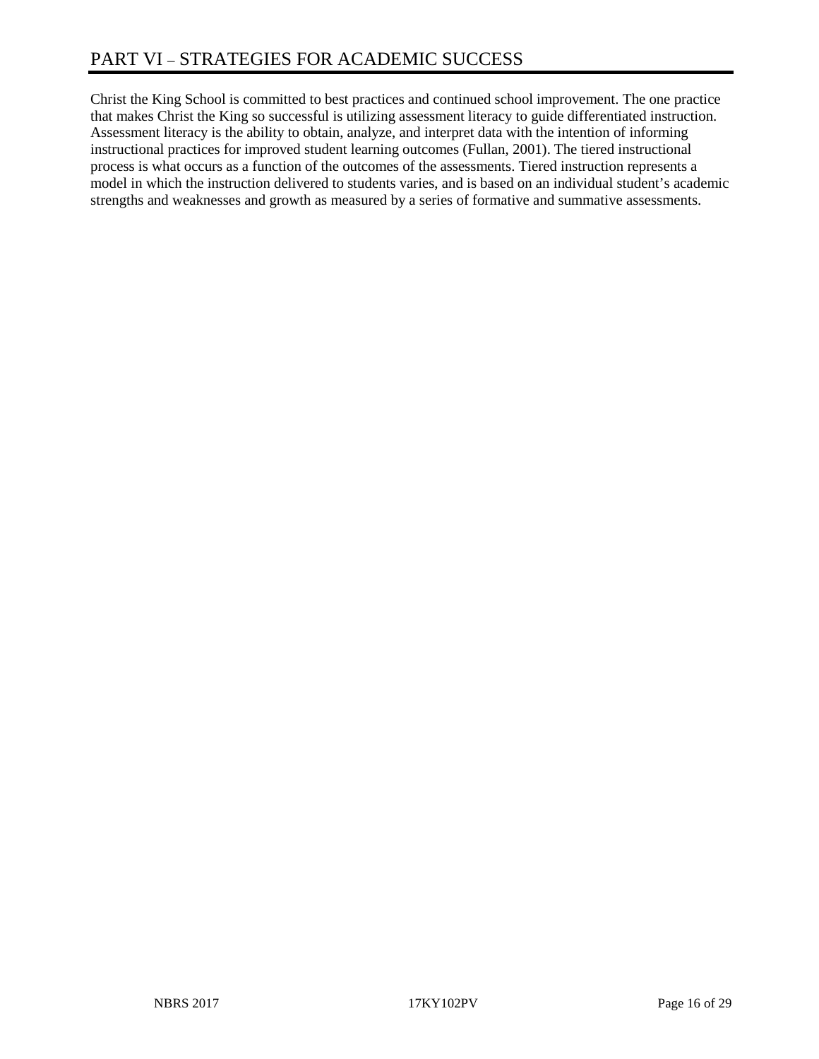# PART VI – STRATEGIES FOR ACADEMIC SUCCESS

Christ the King School is committed to best practices and continued school improvement. The one practice that makes Christ the King so successful is utilizing assessment literacy to guide differentiated instruction. Assessment literacy is the ability to obtain, analyze, and interpret data with the intention of informing instructional practices for improved student learning outcomes (Fullan, 2001). The tiered instructional process is what occurs as a function of the outcomes of the assessments. Tiered instruction represents a model in which the instruction delivered to students varies, and is based on an individual student's academic strengths and weaknesses and growth as measured by a series of formative and summative assessments.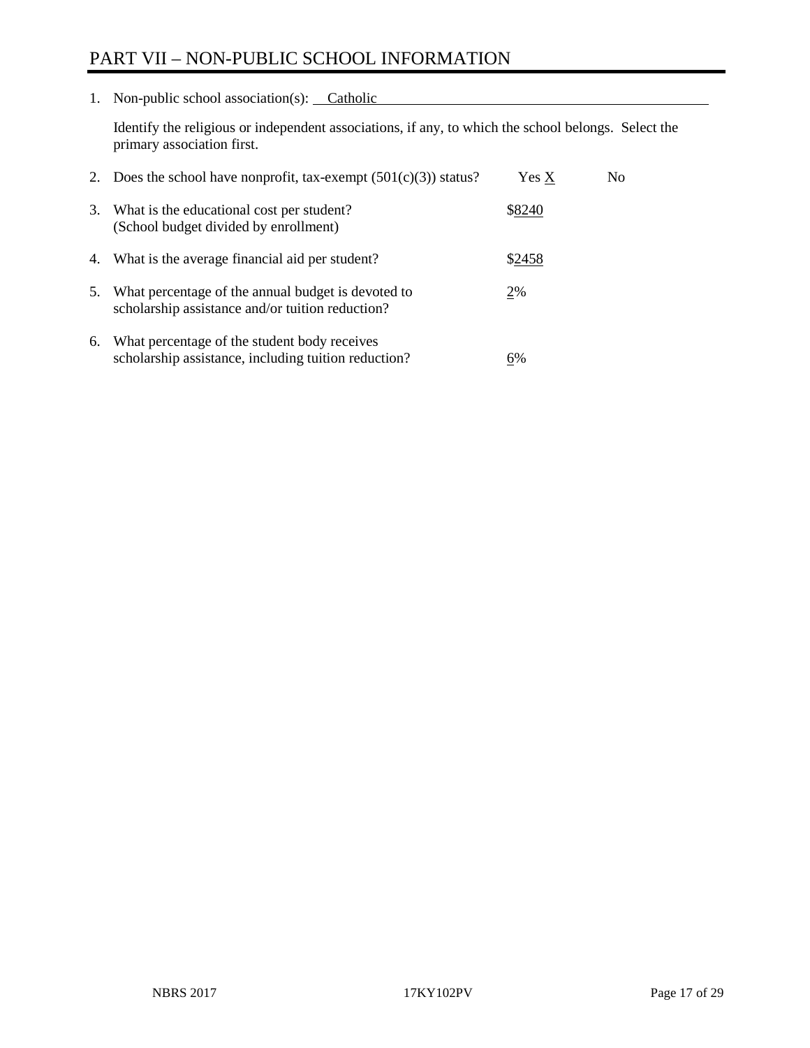# PART VII – NON-PUBLIC SCHOOL INFORMATION

1. Non-public school association(s): Catholic

   Identify the religious or independent associations, if any, to which the school belongs. Select the primary association first.

2. Does the school have nonprofit, tax-exempt (501(c)(3)) status? Yes X No

3. What is the educational cost per student? (School budget divided by enrollment) $8240

4. What is the average financial aid per student? $2458

5. What percentage of the annual budget is devoted to scholarship assistance and/or tuition reduction? 2%

6. What percentage of the student body receives scholarship assistance, including tuition reduction? 6%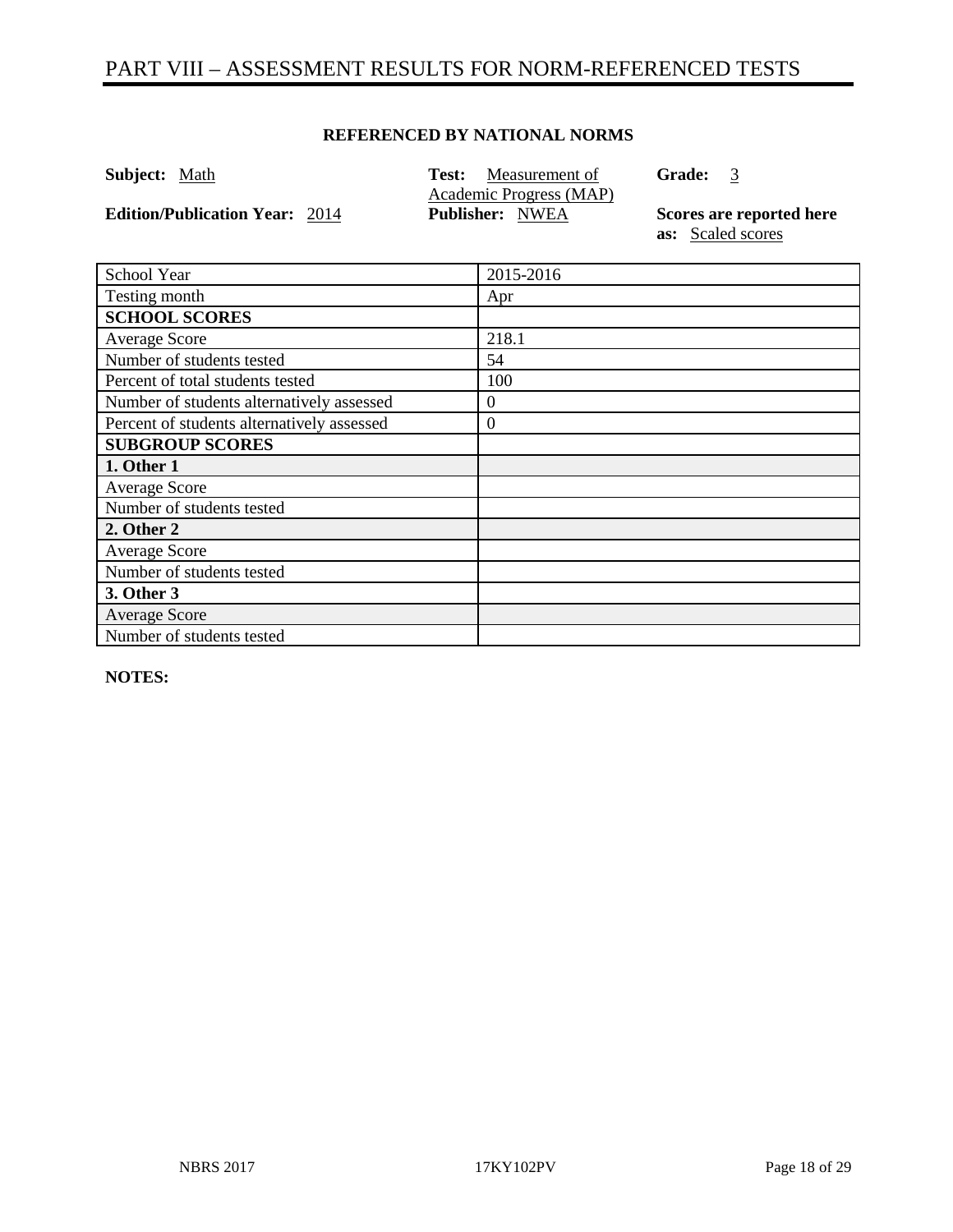# PART VIII – ASSESSMENT RESULTS FOR NORM-REFERENCED TESTS

**REFERENCED BY NATIONAL NORMS**

**Subject:** Math

**Test:** Measurement of Academic Progress (MAP)

**Grade:** 3

**Edition/Publication Year:** 2014

**Publisher:** NWEA

**Scores are reported here as:** Scaled scores

| School Year | 2015-2016 |
|---|---|
| Testing month | Apr |
| **SCHOOL SCORES** | |
| Average Score | 218.1 |
| Number of students tested | 54 |
| Percent of total students tested | 100 |
| Number of students alternatively assessed | 0 |
| Percent of students alternatively assessed | 0 |
| **SUBGROUP SCORES** | |
| **1. Other 1** | |
| Average Score | |
| Number of students tested | |
| **2. Other 2** | |
| Average Score | |
| Number of students tested | |
| **3. Other 3** | |
| Average Score | |
| Number of students tested | |

**NOTES:**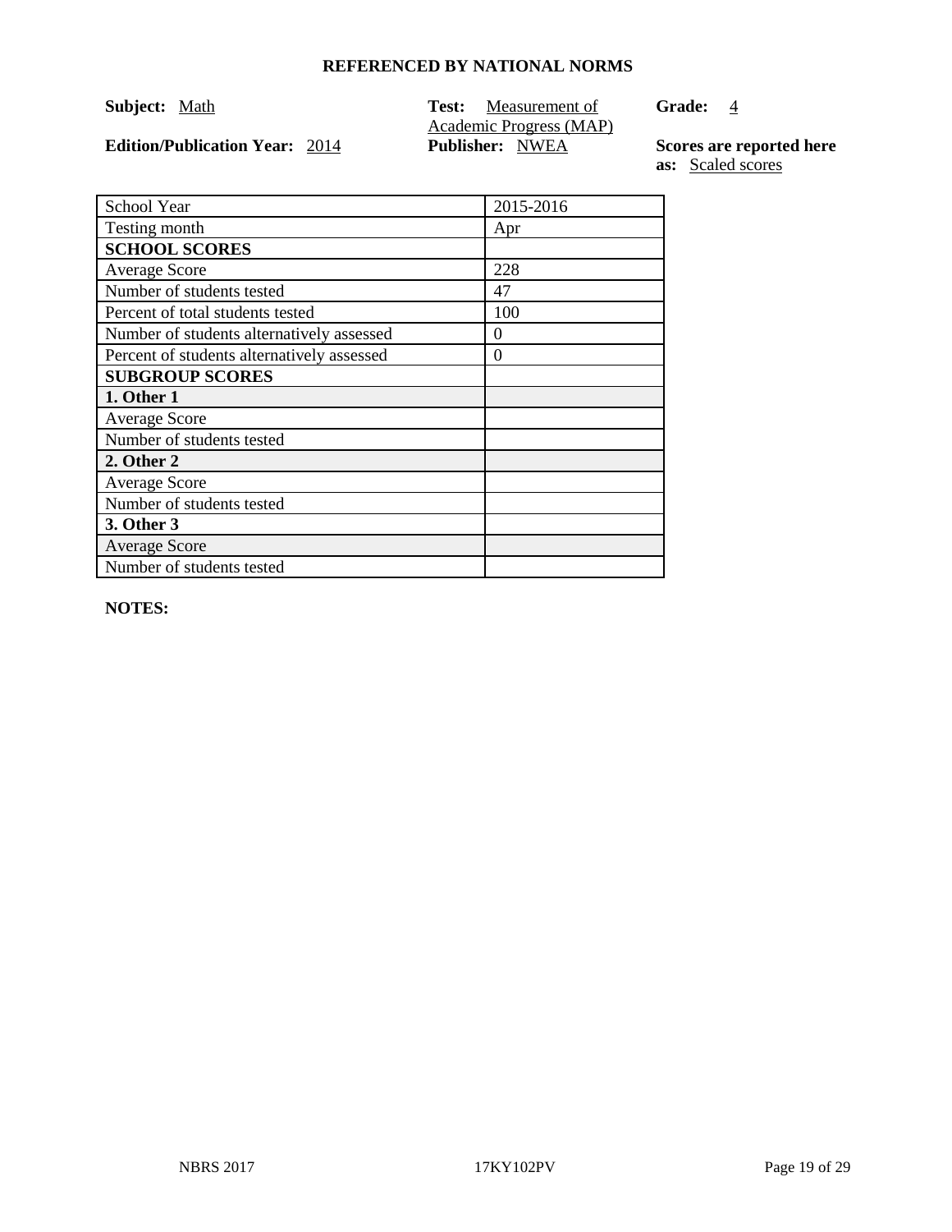## REFERENCED BY NATIONAL NORMS

**Subject:** Math **Test:** Measurement of Academic Progress (MAP) **Grade:** 4

**Edition/Publication Year:** 2014 **Publisher:** NWEA **Scores are reported here as:** Scaled scores

| School Year | 2015-2016 |
|---|---|
| Testing month | Apr |
| **SCHOOL SCORES** | |
| Average Score | 228 |
| Number of students tested | 47 |
| Percent of total students tested | 100 |
| Number of students alternatively assessed | 0 |
| Percent of students alternatively assessed | 0 |
| **SUBGROUP SCORES** | |
| **1. Other 1** | |
| Average Score | |
| Number of students tested | |
| **2. Other 2** | |
| Average Score | |
| Number of students tested | |
| **3. Other 3** | |
| Average Score | |
| Number of students tested | |

**NOTES:**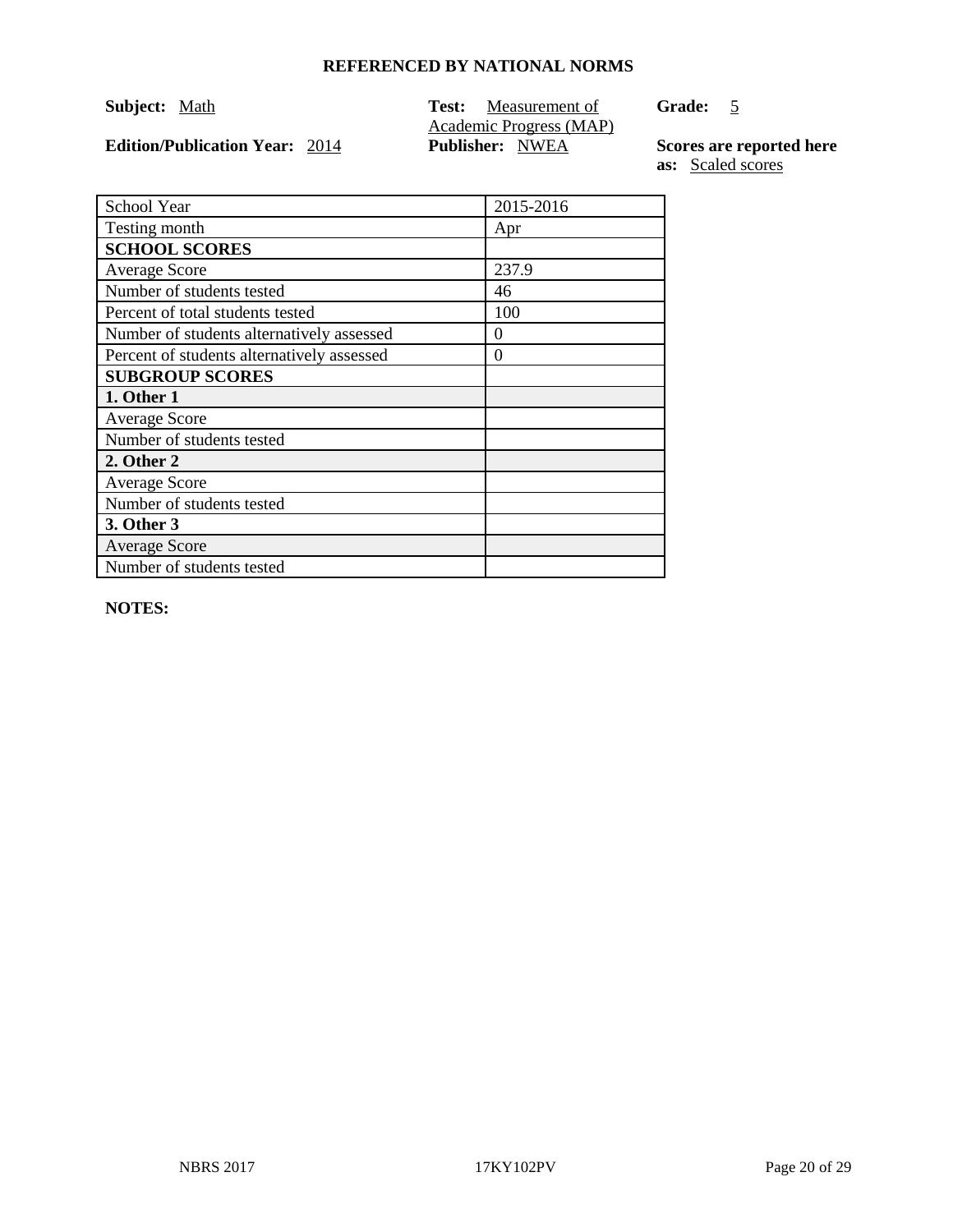## REFERENCED BY NATIONAL NORMS

**Subject:** Math

**Test:** Measurement of Academic Progress (MAP)

**Grade:** 5

**Edition/Publication Year:** 2014

**Publisher:** NWEA

**Scores are reported here as:** Scaled scores

| School Year | 2015-2016 |
|---|---|
| Testing month | Apr |
| **SCHOOL SCORES** | |
| Average Score | 237.9 |
| Number of students tested | 46 |
| Percent of total students tested | 100 |
| Number of students alternatively assessed | 0 |
| Percent of students alternatively assessed | 0 |
| **SUBGROUP SCORES** | |
| **1. Other 1** | |
| Average Score | |
| Number of students tested | |
| **2. Other 2** | |
| Average Score | |
| Number of students tested | |
| **3. Other 3** | |
| Average Score | |
| Number of students tested | |

**NOTES:**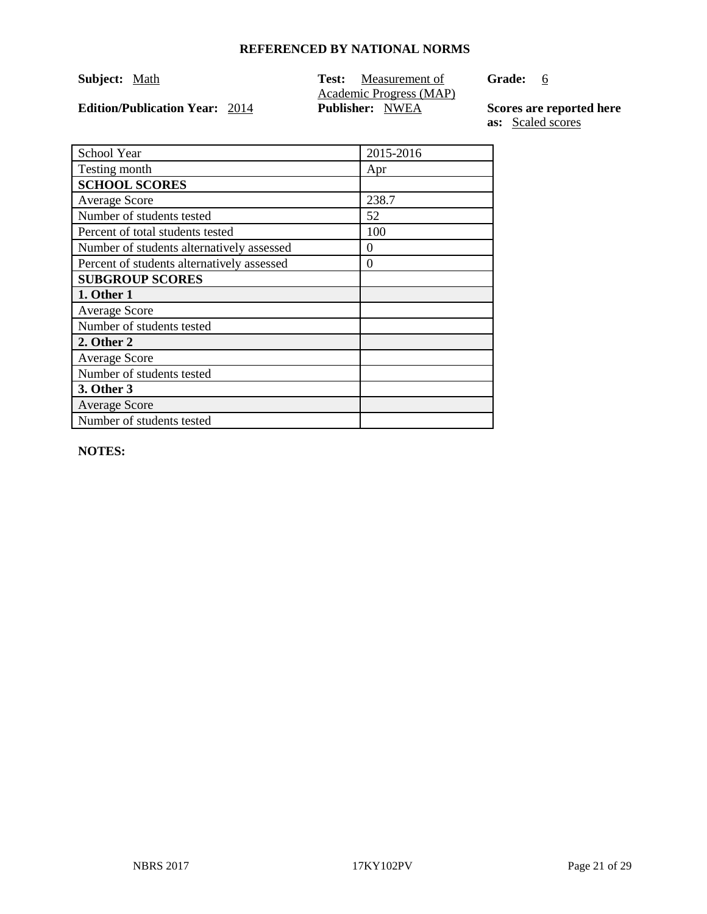## REFERENCED BY NATIONAL NORMS

**Subject:** Math **Test:** Measurement of Academic Progress (MAP) **Grade:** 6

**Edition/Publication Year:** 2014 **Publisher:** NWEA **Scores are reported here as:** Scaled scores

| School Year | 2015-2016 |
|---|---|
| Testing month | Apr |
| **SCHOOL SCORES** | |
| Average Score | 238.7 |
| Number of students tested | 52 |
| Percent of total students tested | 100 |
| Number of students alternatively assessed | 0 |
| Percent of students alternatively assessed | 0 |
| **SUBGROUP SCORES** | |
| **1. Other 1** | |
| Average Score | |
| Number of students tested | |
| **2. Other 2** | |
| Average Score | |
| Number of students tested | |
| **3. Other 3** | |
| Average Score | |
| Number of students tested | |

**NOTES:**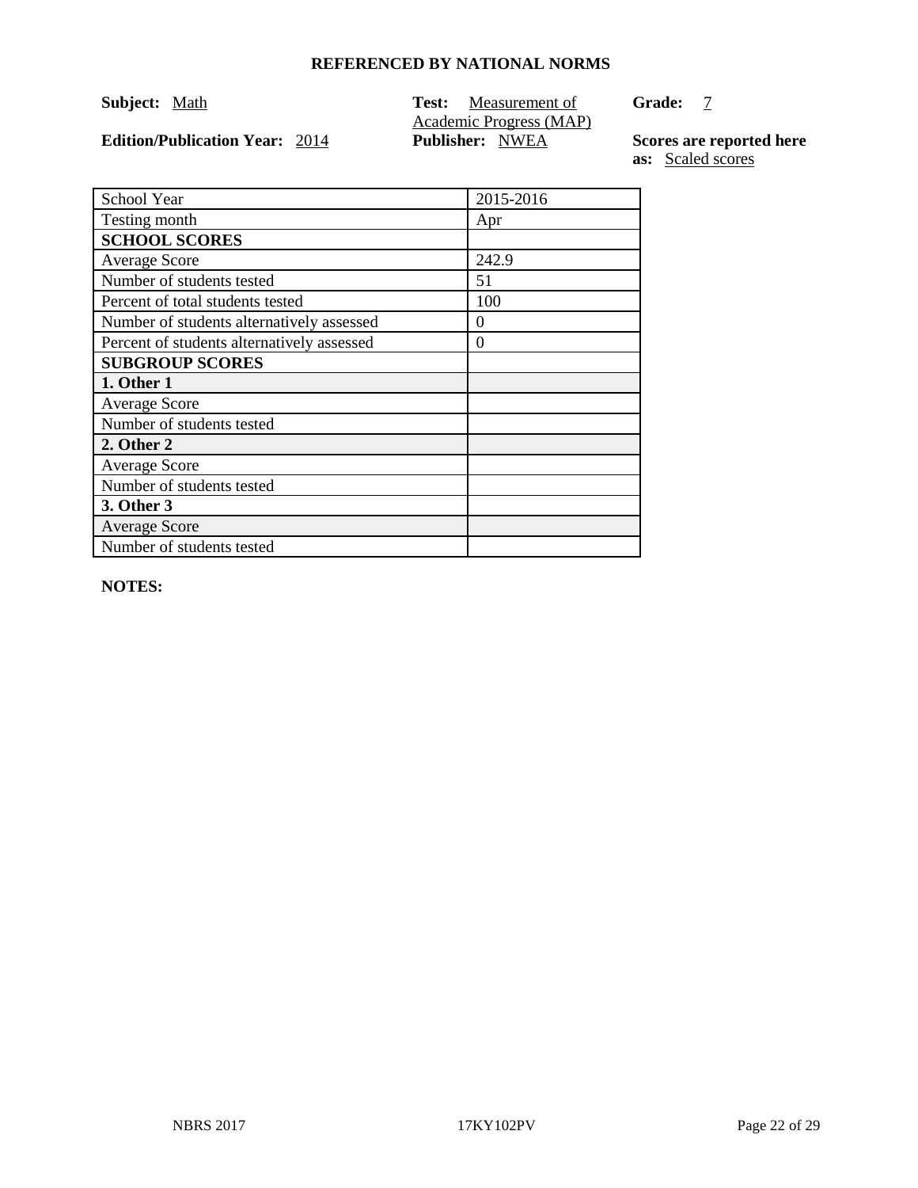**REFERENCED BY NATIONAL NORMS**

**Subject:** Math

**Test:** Measurement of Academic Progress (MAP)

**Grade:** 7

**Edition/Publication Year:** 2014

**Publisher:** NWEA

**Scores are reported here as:** Scaled scores

| School Year | 2015-2016 |
| --- | --- |
| Testing month | Apr |
| **SCHOOL SCORES** | |
| Average Score | 242.9 |
| Number of students tested | 51 |
| Percent of total students tested | 100 |
| Number of students alternatively assessed | 0 |
| Percent of students alternatively assessed | 0 |
| **SUBGROUP SCORES** | |
| **1. Other 1** | |
| Average Score | |
| Number of students tested | |
| **2. Other 2** | |
| Average Score | |
| Number of students tested | |
| **3. Other 3** | |
| Average Score | |
| Number of students tested | |

**NOTES:**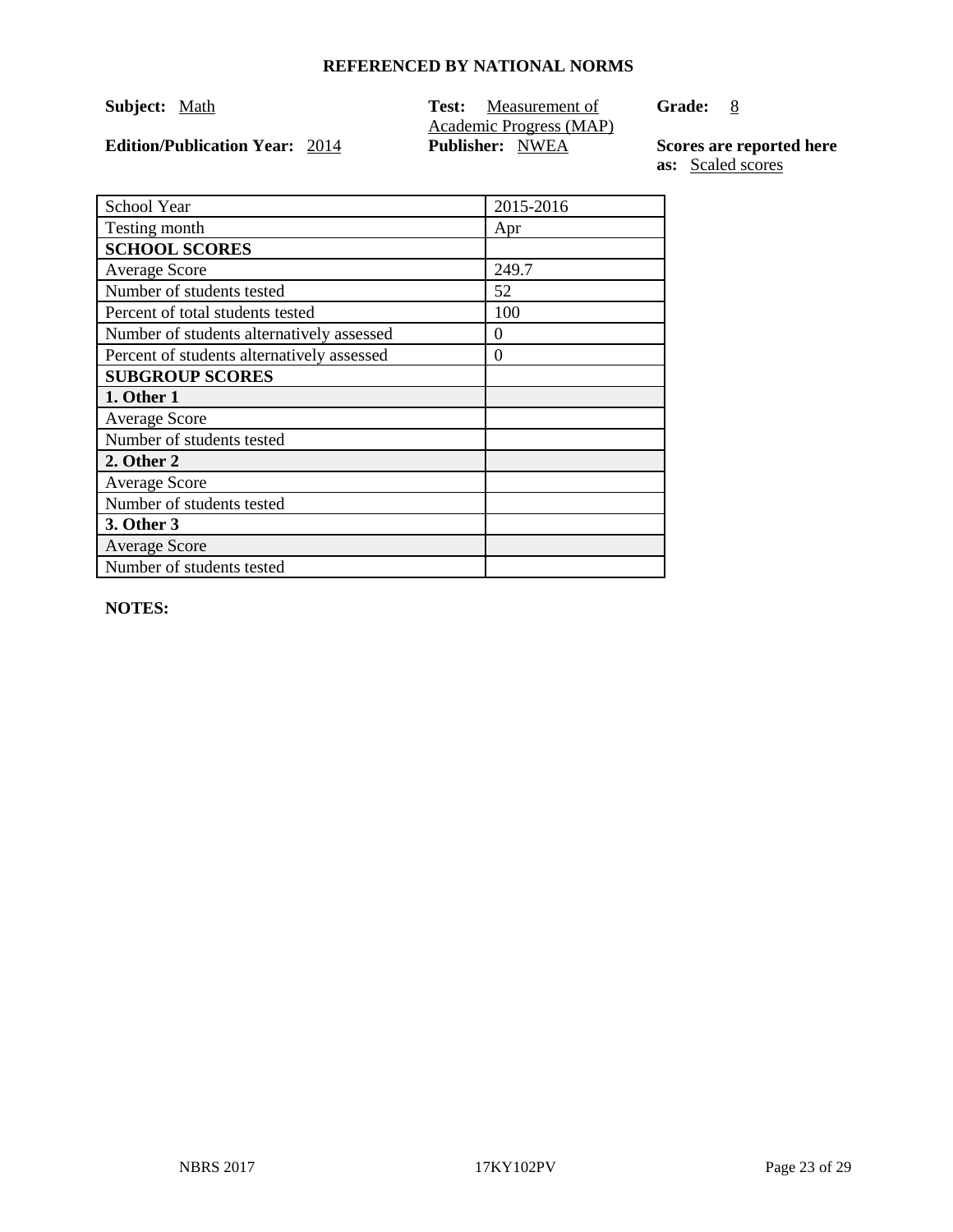## REFERENCED BY NATIONAL NORMS

**Subject:** Math **Test:** Measurement of Academic Progress (MAP) **Grade:** 8

**Edition/Publication Year:** 2014 **Publisher:** NWEA **Scores are reported here as:** Scaled scores

| School Year | 2015-2016 |
| --- | --- |
| Testing month | Apr |
| **SCHOOL SCORES** | |
| Average Score | 249.7 |
| Number of students tested | 52 |
| Percent of total students tested | 100 |
| Number of students alternatively assessed | 0 |
| Percent of students alternatively assessed | 0 |
| **SUBGROUP SCORES** | |
| **1. Other 1** | |
| Average Score | |
| Number of students tested | |
| **2. Other 2** | |
| Average Score | |
| Number of students tested | |
| **3. Other 3** | |
| Average Score | |
| Number of students tested | |

**NOTES:**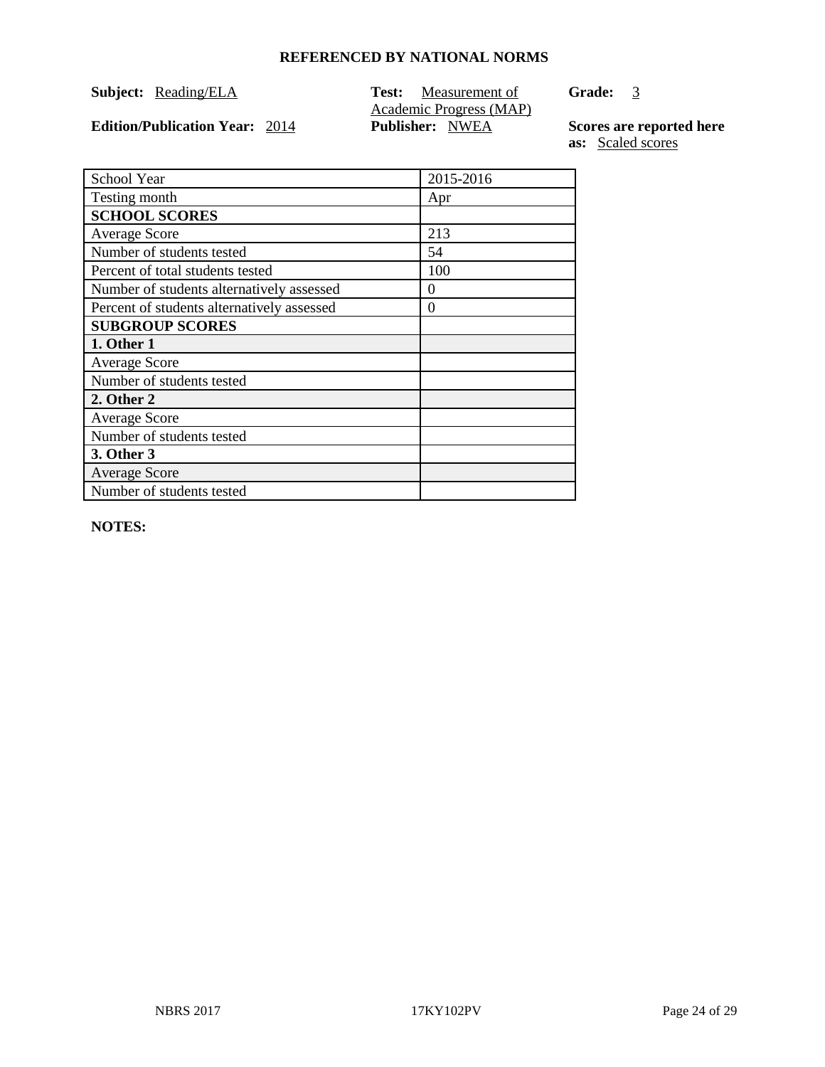## REFERENCED BY NATIONAL NORMS

**Subject:** Reading/ELA  **Test:** Measurement of Academic Progress (MAP)  **Grade:** 3

**Edition/Publication Year:** 2014  **Publisher:** NWEA  **Scores are reported here as:** Scaled scores

| School Year | 2015-2016 |
|---|---|
| Testing month | Apr |
| **SCHOOL SCORES** | |
| Average Score | 213 |
| Number of students tested | 54 |
| Percent of total students tested | 100 |
| Number of students alternatively assessed | 0 |
| Percent of students alternatively assessed | 0 |
| **SUBGROUP SCORES** | |
| **1. Other 1** | |
| Average Score | |
| Number of students tested | |
| **2. Other 2** | |
| Average Score | |
| Number of students tested | |
| **3. Other 3** | |
| Average Score | |
| Number of students tested | |

**NOTES:**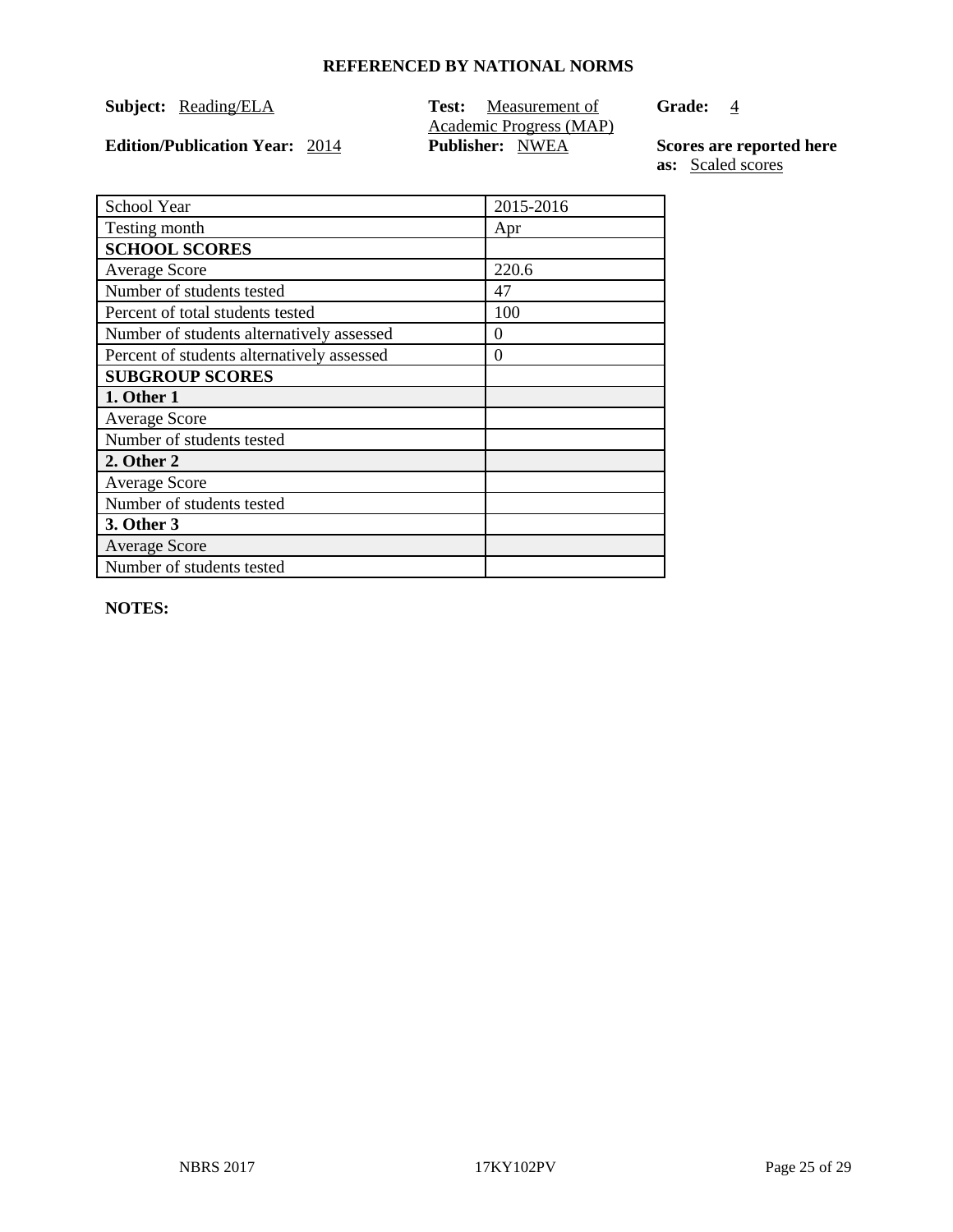**REFERENCED BY NATIONAL NORMS**

**Subject:** Reading/ELA

**Test:** Measurement of Academic Progress (MAP)

**Grade:** 4

**Edition/Publication Year:** 2014

**Publisher:** NWEA

**Scores are reported here as:** Scaled scores

| School Year | 2015-2016 |
|---|---|
| Testing month | Apr |
| **SCHOOL SCORES** | |
| Average Score | 220.6 |
| Number of students tested | 47 |
| Percent of total students tested | 100 |
| Number of students alternatively assessed | 0 |
| Percent of students alternatively assessed | 0 |
| **SUBGROUP SCORES** | |
| **1. Other 1** | |
| Average Score | |
| Number of students tested | |
| **2. Other 2** | |
| Average Score | |
| Number of students tested | |
| **3. Other 3** | |
| Average Score | |
| Number of students tested | |

**NOTES:**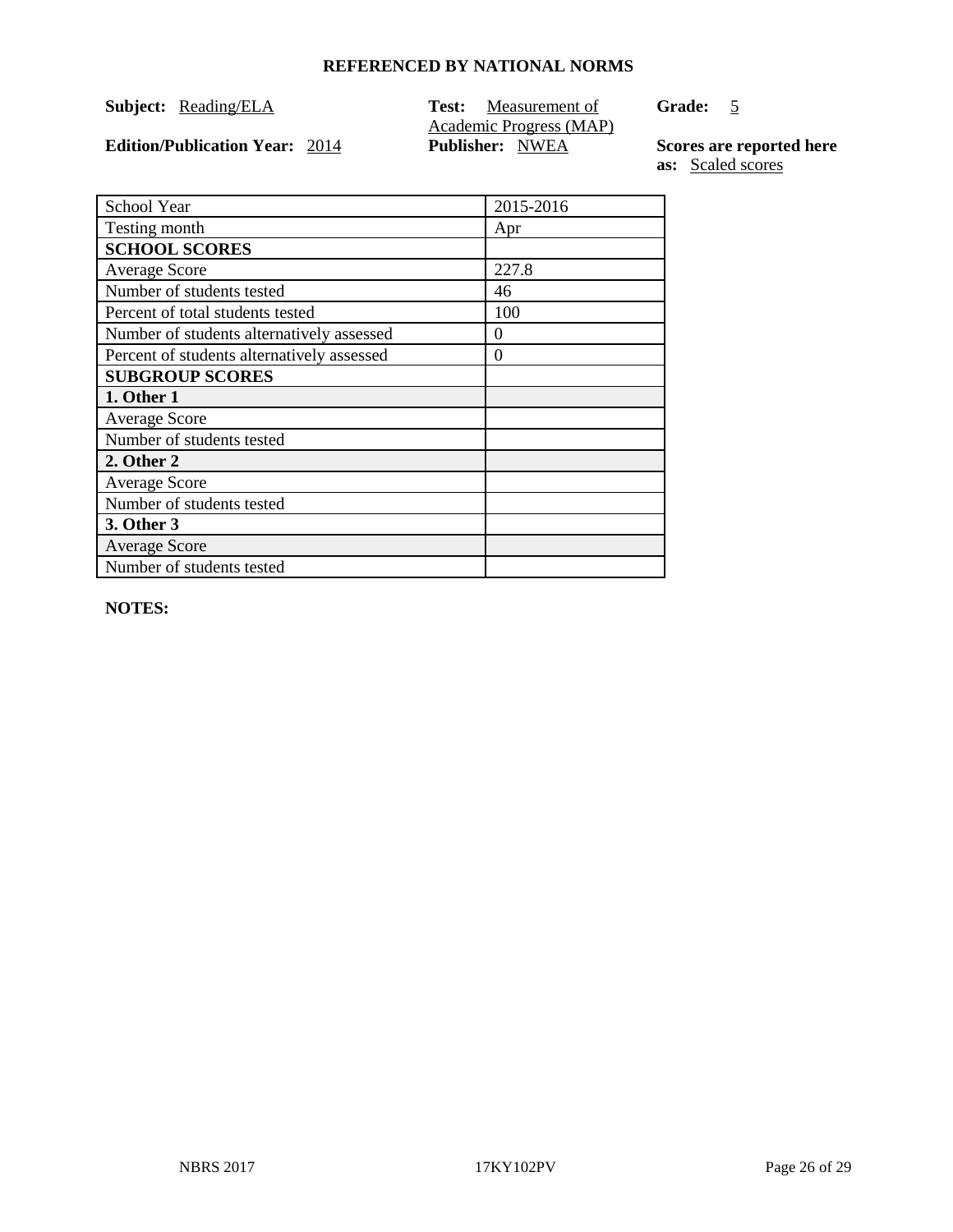**REFERENCED BY NATIONAL NORMS**

**Subject:** Reading/ELA

**Test:** Measurement of Academic Progress (MAP)

**Grade:** 5

**Edition/Publication Year:** 2014

**Publisher:** NWEA

**Scores are reported here as:** Scaled scores

| School Year | 2015-2016 |
| --- | --- |
| Testing month | Apr |
| **SCHOOL SCORES** | |
| Average Score | 227.8 |
| Number of students tested | 46 |
| Percent of total students tested | 100 |
| Number of students alternatively assessed | 0 |
| Percent of students alternatively assessed | 0 |
| **SUBGROUP SCORES** | |
| **1. Other 1** | |
| Average Score | |
| Number of students tested | |
| **2. Other 2** | |
| Average Score | |
| Number of students tested | |
| **3. Other 3** | |
| Average Score | |
| Number of students tested | |

**NOTES:**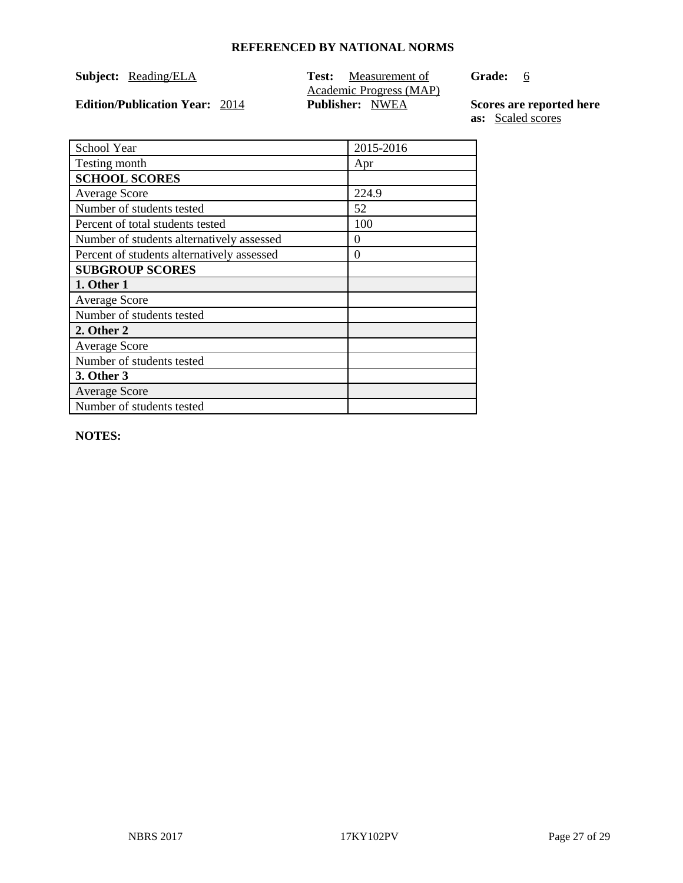**REFERENCED BY NATIONAL NORMS**

**Subject:** Reading/ELA

**Test:** Measurement of Academic Progress (MAP)

**Grade:** 6

**Edition/Publication Year:** 2014

**Publisher:** NWEA

**Scores are reported here as:** Scaled scores

| School Year | 2015-2016 |
| --- | --- |
| Testing month | Apr |
| **SCHOOL SCORES** | |
| Average Score | 224.9 |
| Number of students tested | 52 |
| Percent of total students tested | 100 |
| Number of students alternatively assessed | 0 |
| Percent of students alternatively assessed | 0 |
| **SUBGROUP SCORES** | |
| **1. Other 1** | |
| Average Score | |
| Number of students tested | |
| **2. Other 2** | |
| Average Score | |
| Number of students tested | |
| **3. Other 3** | |
| Average Score | |
| Number of students tested | |

**NOTES:**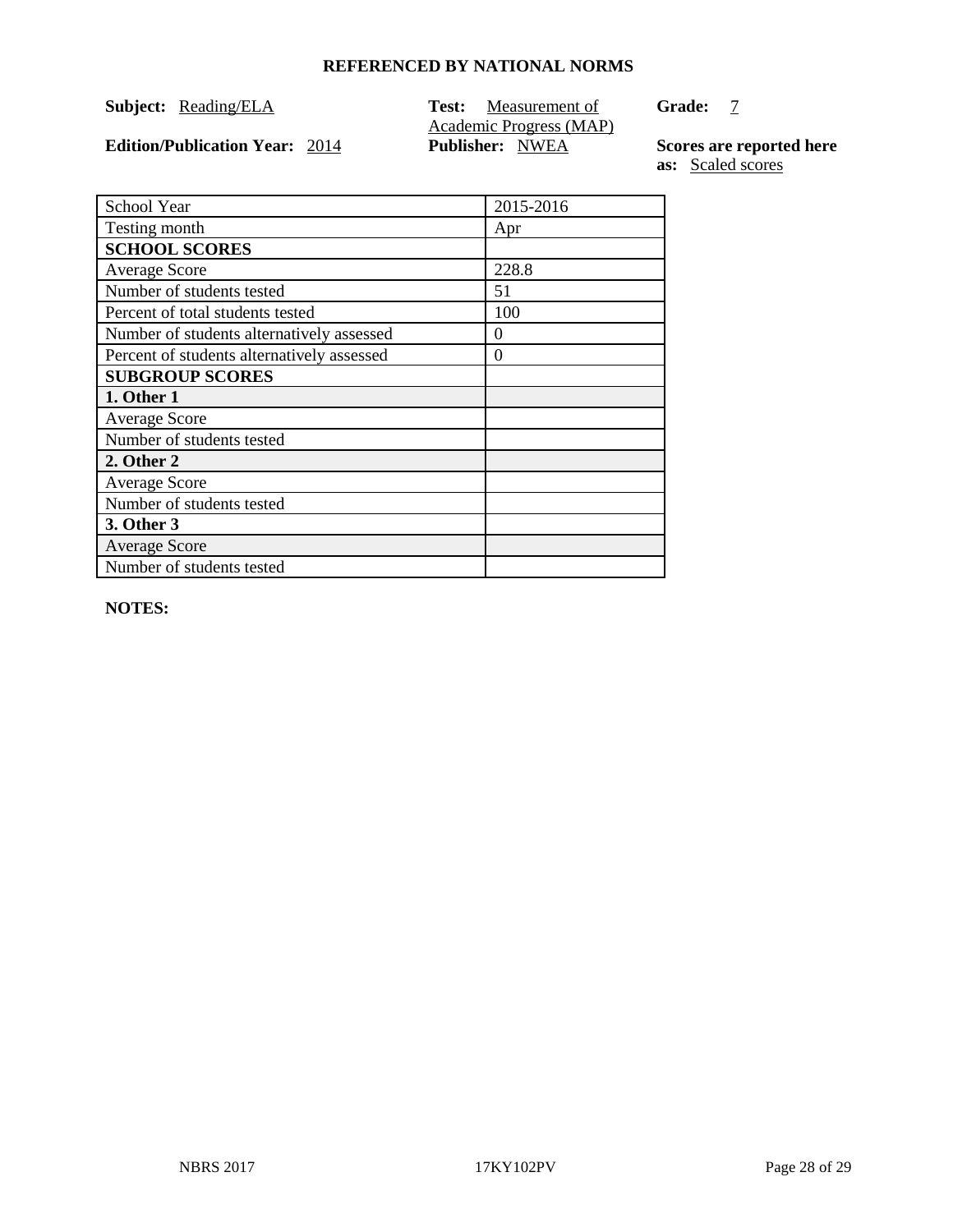**REFERENCED BY NATIONAL NORMS**

**Subject:** Reading/ELA **Test:** Measurement of Academic Progress (MAP) **Grade:** 7

**Edition/Publication Year:** 2014 **Publisher:** NWEA **Scores are reported here as:** Scaled scores

| School Year | 2015-2016 |
|---|---|
| Testing month | Apr |
| **SCHOOL SCORES** | |
| Average Score | 228.8 |
| Number of students tested | 51 |
| Percent of total students tested | 100 |
| Number of students alternatively assessed | 0 |
| Percent of students alternatively assessed | 0 |
| **SUBGROUP SCORES** | |
| **1. Other 1** | |
| Average Score | |
| Number of students tested | |
| **2. Other 2** | |
| Average Score | |
| Number of students tested | |
| **3. Other 3** | |
| Average Score | |
| Number of students tested | |

**NOTES:**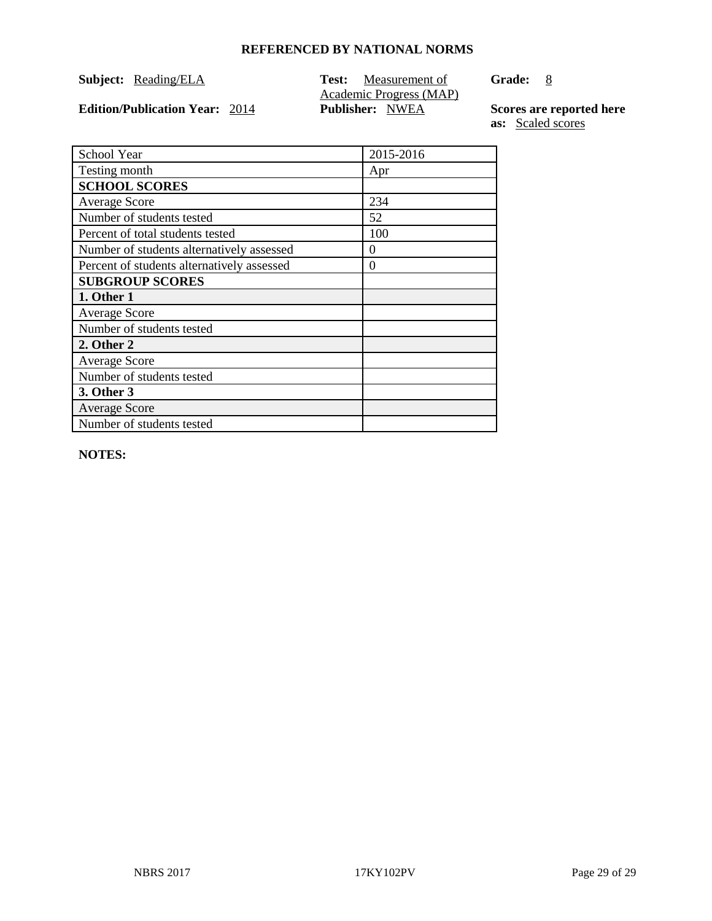**REFERENCED BY NATIONAL NORMS**

**Subject:** Reading/ELA

**Test:** Measurement of Academic Progress (MAP)

**Grade:** 8

**Edition/Publication Year:** 2014

**Publisher:** NWEA

**Scores are reported here as:** Scaled scores

| | |
|---|---|
| School Year | 2015-2016 |
| Testing month | Apr |
| **SCHOOL SCORES** | |
| Average Score | 234 |
| Number of students tested | 52 |
| Percent of total students tested | 100 |
| Number of students alternatively assessed | 0 |
| Percent of students alternatively assessed | 0 |
| **SUBGROUP SCORES** | |
| **1. Other 1** | |
| Average Score | |
| Number of students tested | |
| **2. Other 2** | |
| Average Score | |
| Number of students tested | |
| **3. Other 3** | |
| Average Score | |
| Number of students tested | |

**NOTES:**